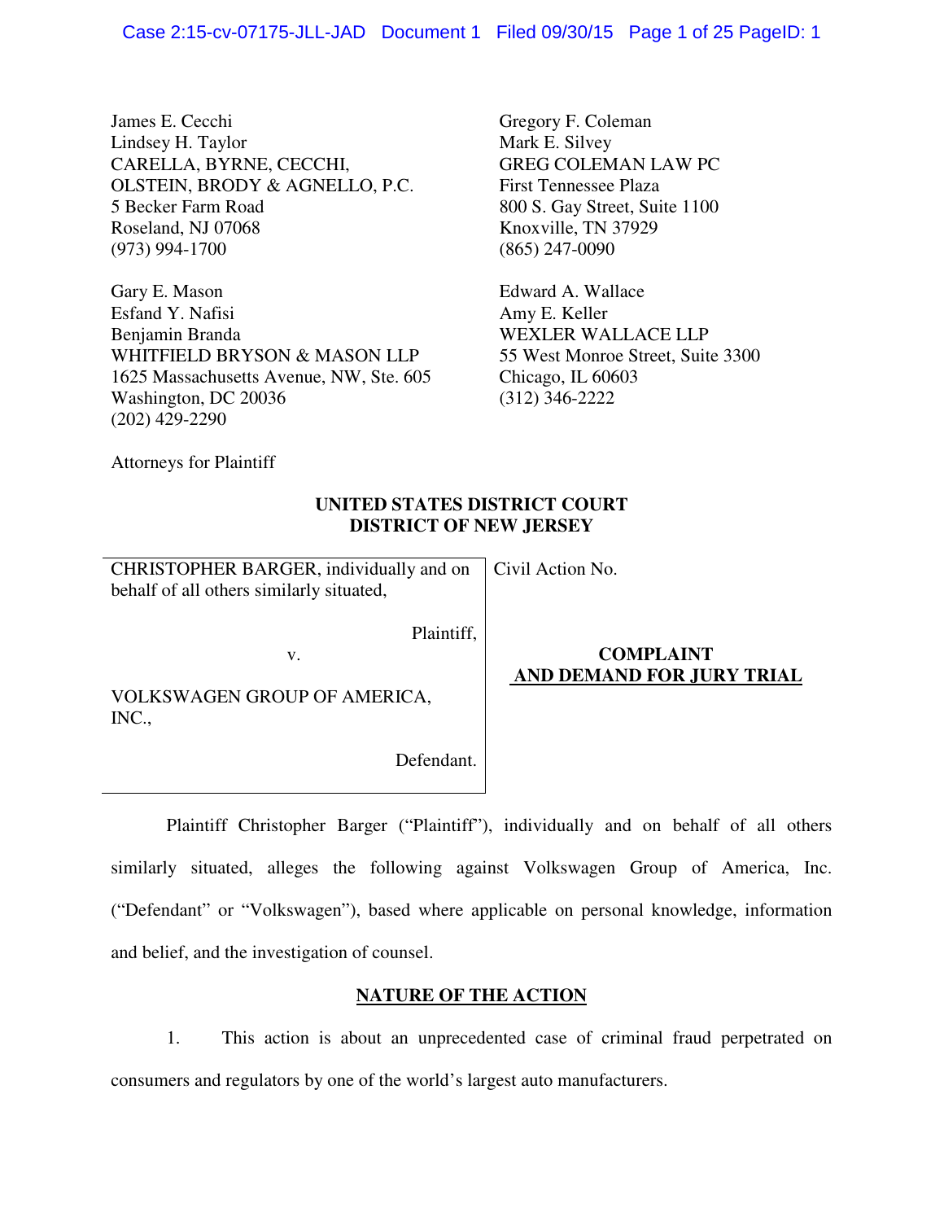James E. Cecchi
Lindsey H. Taylor
CARELLA, BYRNE, CECCHI,
OLSTEIN, BRODY & AGNELLO, P.C.
5 Becker Farm Road
Roseland, NJ 07068
(973) 994-1700

Gary E. Mason
Esfand Y. Nafisi
Benjamin Branda
WHITFIELD BRYSON & MASON LLP
1625 Massachusetts Avenue, NW, Ste. 605
Washington, DC 20036
(202) 429-2290

Gregory F. Coleman
Mark E. Silvey
GREG COLEMAN LAW PC
First Tennessee Plaza
800 S. Gay Street, Suite 1100
Knoxville, TN 37929
(865) 247-0090

Edward A. Wallace
Amy E. Keller
WEXLER WALLACE LLP
55 West Monroe Street, Suite 3300
Chicago, IL 60603
(312) 346-2222

Attorneys for Plaintiff

**UNITED STATES DISTRICT COURT**
**DISTRICT OF NEW JERSEY**

| | |
|---|---|
| CHRISTOPHER BARGER, individually and on behalf of all others similarly situated,<br><br>Plaintiff,<br><br>v.<br><br>VOLKSWAGEN GROUP OF AMERICA, INC.,<br><br>Defendant. | Civil Action No.<br><br>**COMPLAINT AND DEMAND FOR JURY TRIAL** |

Plaintiff Christopher Barger ("Plaintiff"), individually and on behalf of all others similarly situated, alleges the following against Volkswagen Group of America, Inc. ("Defendant" or "Volkswagen"), based where applicable on personal knowledge, information and belief, and the investigation of counsel.

## NATURE OF THE ACTION

1. This action is about an unprecedented case of criminal fraud perpetrated on consumers and regulators by one of the world's largest auto manufacturers.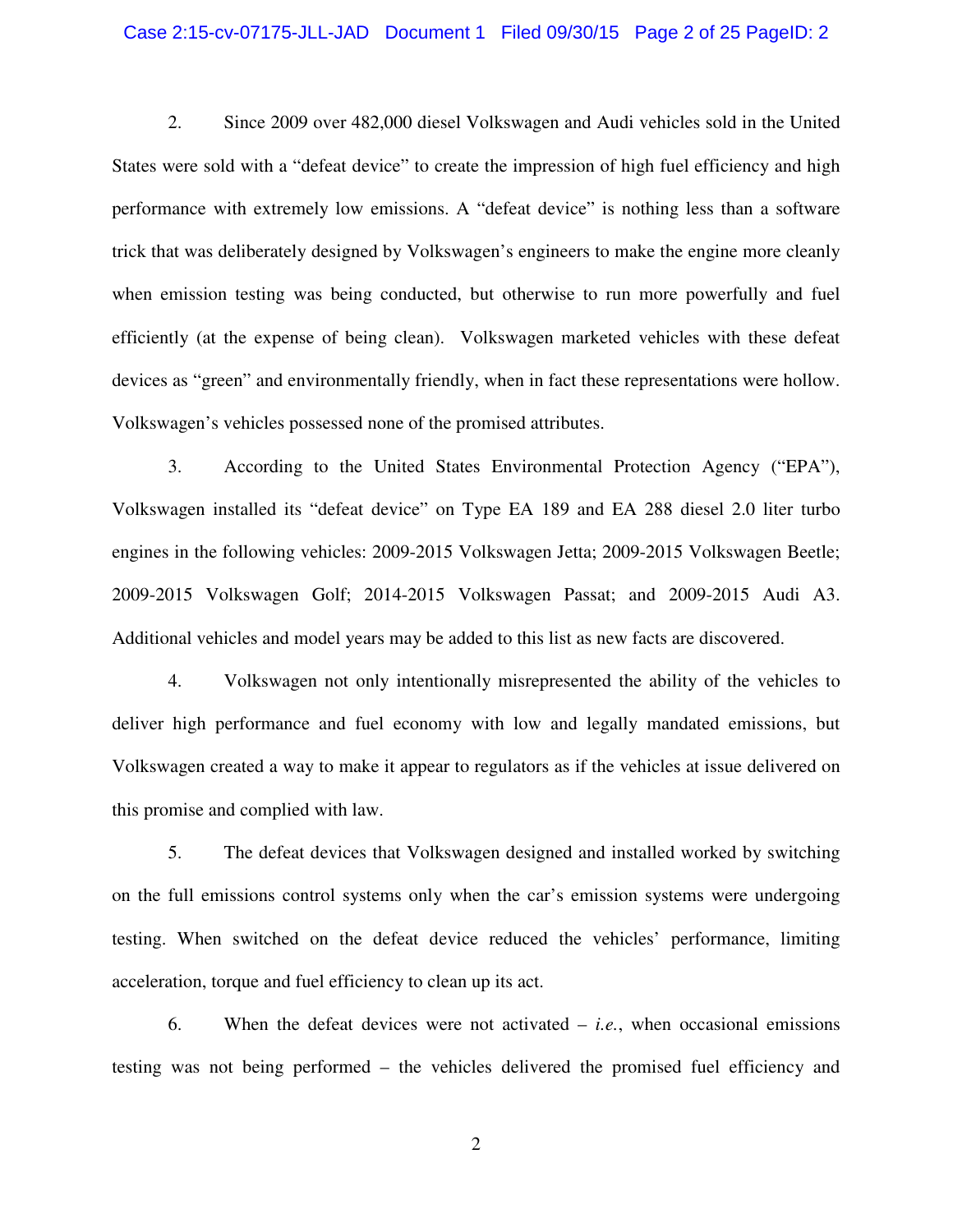2. Since 2009 over 482,000 diesel Volkswagen and Audi vehicles sold in the United States were sold with a "defeat device" to create the impression of high fuel efficiency and high performance with extremely low emissions. A "defeat device" is nothing less than a software trick that was deliberately designed by Volkswagen's engineers to make the engine more cleanly when emission testing was being conducted, but otherwise to run more powerfully and fuel efficiently (at the expense of being clean). Volkswagen marketed vehicles with these defeat devices as "green" and environmentally friendly, when in fact these representations were hollow. Volkswagen's vehicles possessed none of the promised attributes.

3. According to the United States Environmental Protection Agency ("EPA"), Volkswagen installed its "defeat device" on Type EA 189 and EA 288 diesel 2.0 liter turbo engines in the following vehicles: 2009-2015 Volkswagen Jetta; 2009-2015 Volkswagen Beetle; 2009-2015 Volkswagen Golf; 2014-2015 Volkswagen Passat; and 2009-2015 Audi A3. Additional vehicles and model years may be added to this list as new facts are discovered.

4. Volkswagen not only intentionally misrepresented the ability of the vehicles to deliver high performance and fuel economy with low and legally mandated emissions, but Volkswagen created a way to make it appear to regulators as if the vehicles at issue delivered on this promise and complied with law.

5. The defeat devices that Volkswagen designed and installed worked by switching on the full emissions control systems only when the car's emission systems were undergoing testing. When switched on the defeat device reduced the vehicles' performance, limiting acceleration, torque and fuel efficiency to clean up its act.

6. When the defeat devices were not activated – *i.e.*, when occasional emissions testing was not being performed – the vehicles delivered the promised fuel efficiency and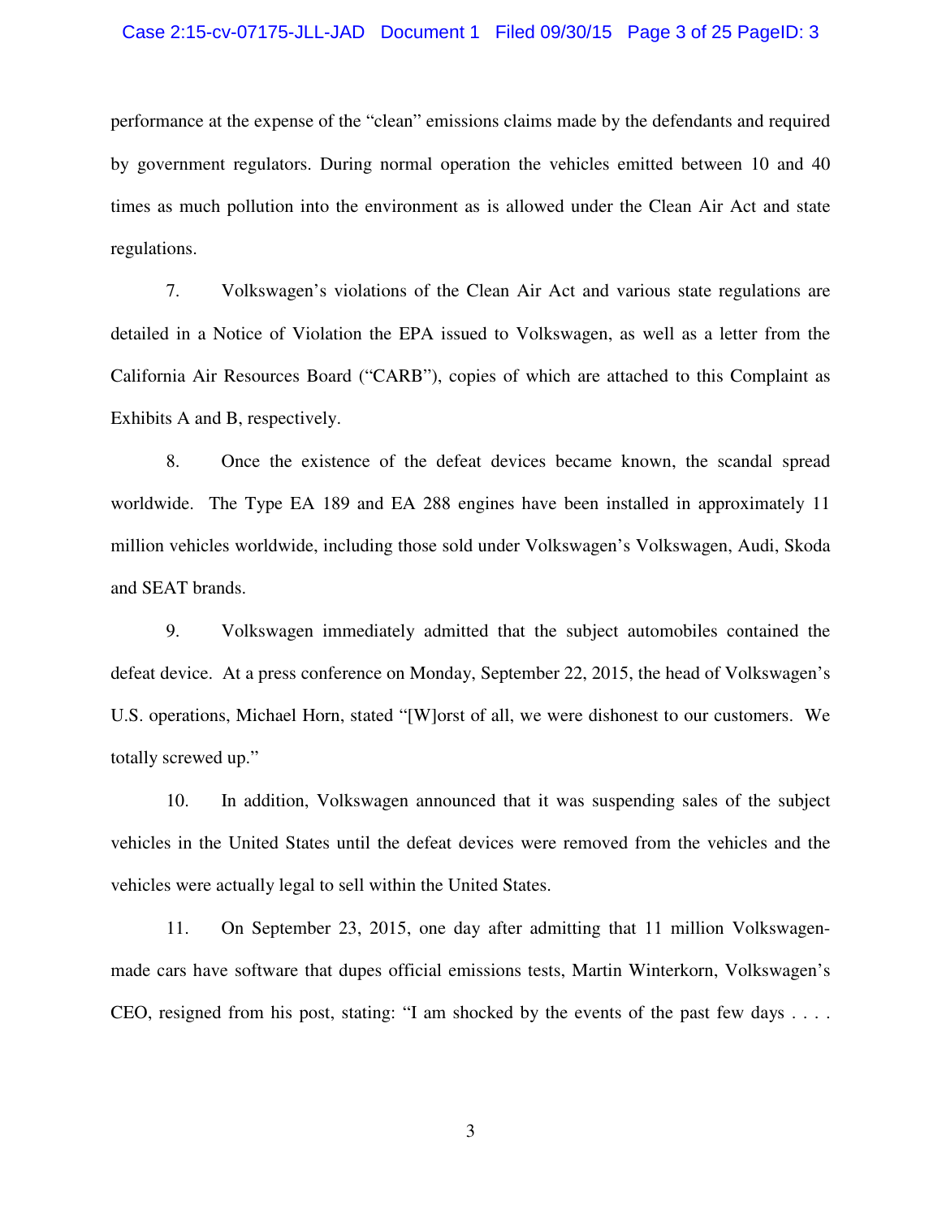performance at the expense of the "clean" emissions claims made by the defendants and required by government regulators. During normal operation the vehicles emitted between 10 and 40 times as much pollution into the environment as is allowed under the Clean Air Act and state regulations.

7. Volkswagen's violations of the Clean Air Act and various state regulations are detailed in a Notice of Violation the EPA issued to Volkswagen, as well as a letter from the California Air Resources Board ("CARB"), copies of which are attached to this Complaint as Exhibits A and B, respectively.

8. Once the existence of the defeat devices became known, the scandal spread worldwide. The Type EA 189 and EA 288 engines have been installed in approximately 11 million vehicles worldwide, including those sold under Volkswagen's Volkswagen, Audi, Skoda and SEAT brands.

9. Volkswagen immediately admitted that the subject automobiles contained the defeat device. At a press conference on Monday, September 22, 2015, the head of Volkswagen's U.S. operations, Michael Horn, stated "[W]orst of all, we were dishonest to our customers. We totally screwed up."

10. In addition, Volkswagen announced that it was suspending sales of the subject vehicles in the United States until the defeat devices were removed from the vehicles and the vehicles were actually legal to sell within the United States.

11. On September 23, 2015, one day after admitting that 11 million Volkswagen-made cars have software that dupes official emissions tests, Martin Winterkorn, Volkswagen's CEO, resigned from his post, stating: "I am shocked by the events of the past few days . . . .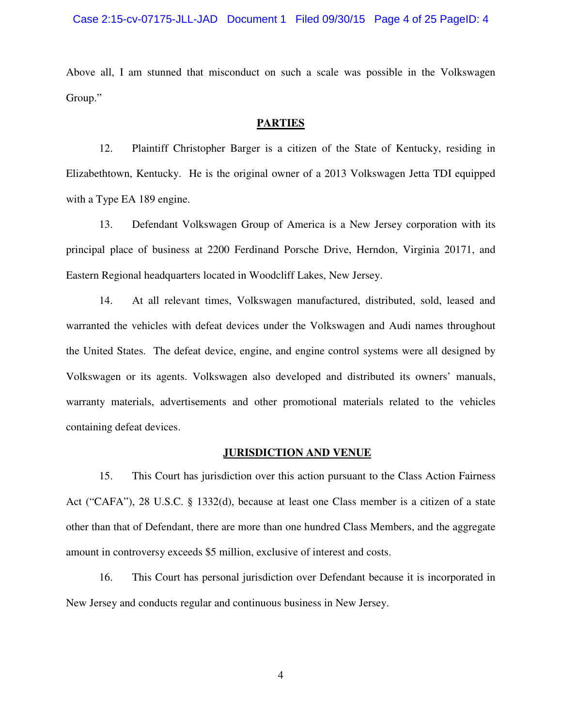Above all, I am stunned that misconduct on such a scale was possible in the Volkswagen Group."

## PARTIES

12. Plaintiff Christopher Barger is a citizen of the State of Kentucky, residing in Elizabethtown, Kentucky. He is the original owner of a 2013 Volkswagen Jetta TDI equipped with a Type EA 189 engine.

13. Defendant Volkswagen Group of America is a New Jersey corporation with its principal place of business at 2200 Ferdinand Porsche Drive, Herndon, Virginia 20171, and Eastern Regional headquarters located in Woodcliff Lakes, New Jersey.

14. At all relevant times, Volkswagen manufactured, distributed, sold, leased and warranted the vehicles with defeat devices under the Volkswagen and Audi names throughout the United States. The defeat device, engine, and engine control systems were all designed by Volkswagen or its agents. Volkswagen also developed and distributed its owners' manuals, warranty materials, advertisements and other promotional materials related to the vehicles containing defeat devices.

## JURISDICTION AND VENUE

15. This Court has jurisdiction over this action pursuant to the Class Action Fairness Act ("CAFA"), 28 U.S.C. § 1332(d), because at least one Class member is a citizen of a state other than that of Defendant, there are more than one hundred Class Members, and the aggregate amount in controversy exceeds $5 million, exclusive of interest and costs.

16. This Court has personal jurisdiction over Defendant because it is incorporated in New Jersey and conducts regular and continuous business in New Jersey.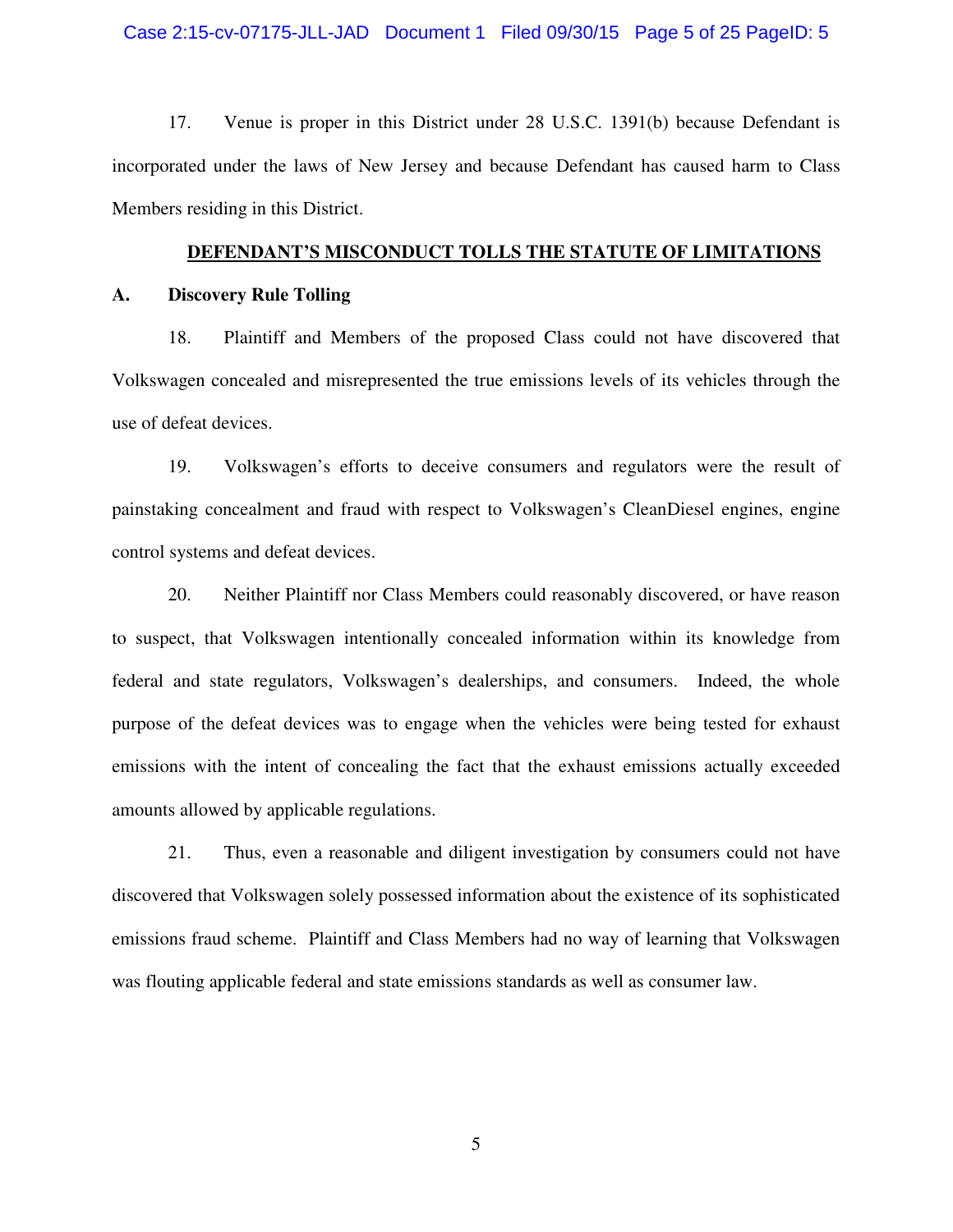17. Venue is proper in this District under 28 U.S.C. 1391(b) because Defendant is incorporated under the laws of New Jersey and because Defendant has caused harm to Class Members residing in this District.

## DEFENDANT'S MISCONDUCT TOLLS THE STATUTE OF LIMITATIONS

### A. Discovery Rule Tolling

18. Plaintiff and Members of the proposed Class could not have discovered that Volkswagen concealed and misrepresented the true emissions levels of its vehicles through the use of defeat devices.

19. Volkswagen's efforts to deceive consumers and regulators were the result of painstaking concealment and fraud with respect to Volkswagen's CleanDiesel engines, engine control systems and defeat devices.

20. Neither Plaintiff nor Class Members could reasonably discovered, or have reason to suspect, that Volkswagen intentionally concealed information within its knowledge from federal and state regulators, Volkswagen's dealerships, and consumers. Indeed, the whole purpose of the defeat devices was to engage when the vehicles were being tested for exhaust emissions with the intent of concealing the fact that the exhaust emissions actually exceeded amounts allowed by applicable regulations.

21. Thus, even a reasonable and diligent investigation by consumers could not have discovered that Volkswagen solely possessed information about the existence of its sophisticated emissions fraud scheme. Plaintiff and Class Members had no way of learning that Volkswagen was flouting applicable federal and state emissions standards as well as consumer law.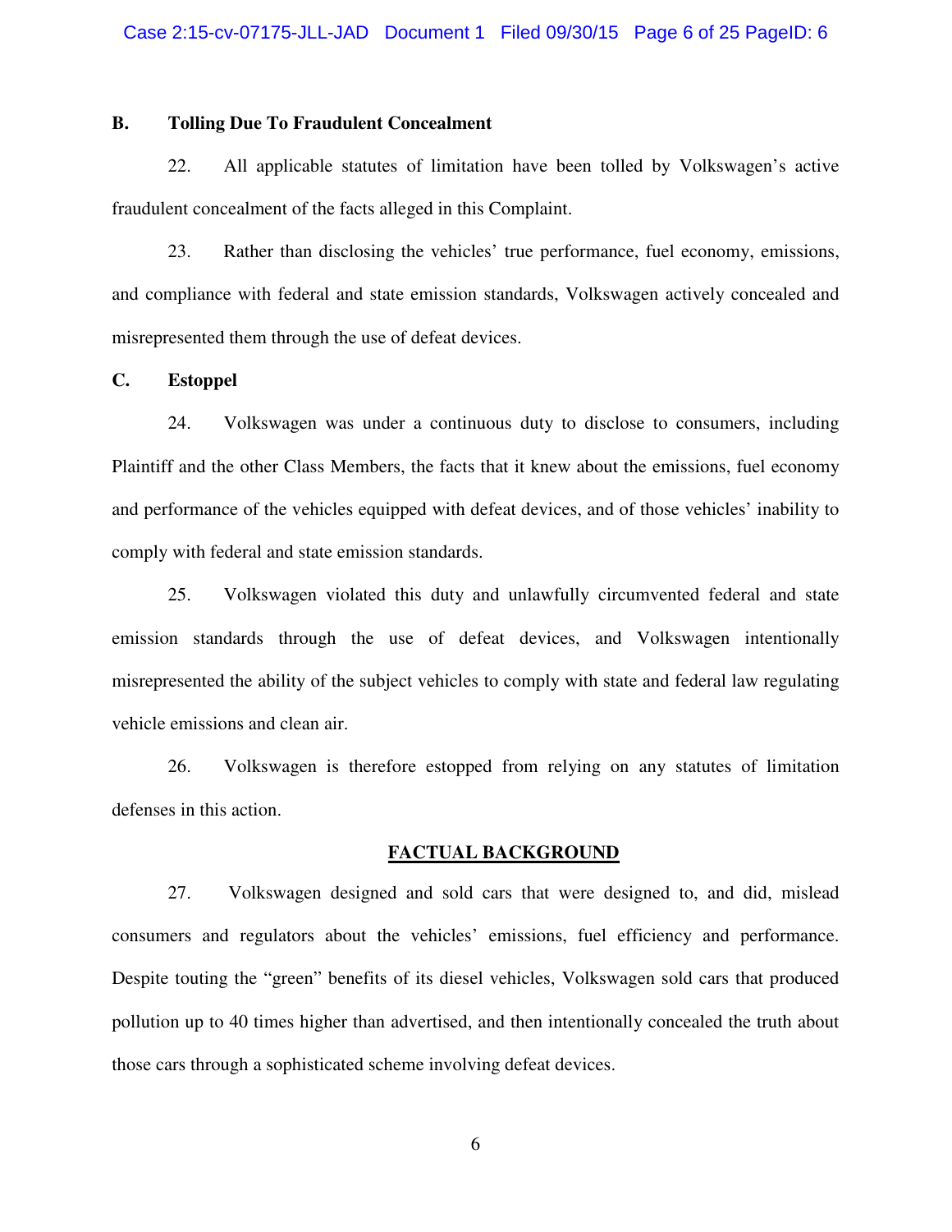### B. Tolling Due To Fraudulent Concealment

22. All applicable statutes of limitation have been tolled by Volkswagen's active fraudulent concealment of the facts alleged in this Complaint.

23. Rather than disclosing the vehicles' true performance, fuel economy, emissions, and compliance with federal and state emission standards, Volkswagen actively concealed and misrepresented them through the use of defeat devices.

### C. Estoppel

24. Volkswagen was under a continuous duty to disclose to consumers, including Plaintiff and the other Class Members, the facts that it knew about the emissions, fuel economy and performance of the vehicles equipped with defeat devices, and of those vehicles' inability to comply with federal and state emission standards.

25. Volkswagen violated this duty and unlawfully circumvented federal and state emission standards through the use of defeat devices, and Volkswagen intentionally misrepresented the ability of the subject vehicles to comply with state and federal law regulating vehicle emissions and clean air.

26. Volkswagen is therefore estopped from relying on any statutes of limitation defenses in this action.

## FACTUAL BACKGROUND

27. Volkswagen designed and sold cars that were designed to, and did, mislead consumers and regulators about the vehicles' emissions, fuel efficiency and performance. Despite touting the "green" benefits of its diesel vehicles, Volkswagen sold cars that produced pollution up to 40 times higher than advertised, and then intentionally concealed the truth about those cars through a sophisticated scheme involving defeat devices.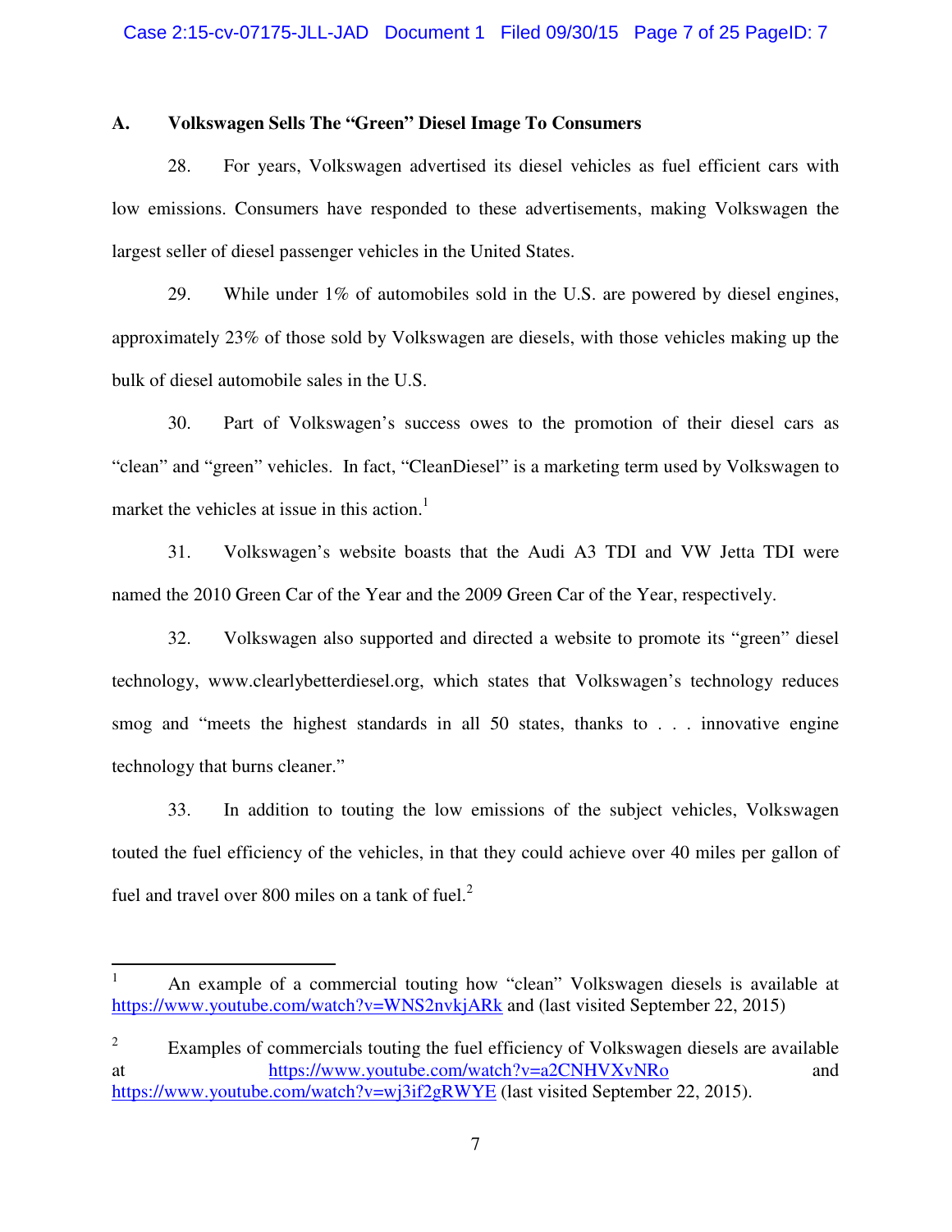### A. Volkswagen Sells The "Green" Diesel Image To Consumers

28. For years, Volkswagen advertised its diesel vehicles as fuel efficient cars with low emissions. Consumers have responded to these advertisements, making Volkswagen the largest seller of diesel passenger vehicles in the United States.

29. While under 1% of automobiles sold in the U.S. are powered by diesel engines, approximately 23% of those sold by Volkswagen are diesels, with those vehicles making up the bulk of diesel automobile sales in the U.S.

30. Part of Volkswagen's success owes to the promotion of their diesel cars as "clean" and "green" vehicles. In fact, "CleanDiesel" is a marketing term used by Volkswagen to market the vehicles at issue in this action.[1]

31. Volkswagen's website boasts that the Audi A3 TDI and VW Jetta TDI were named the 2010 Green Car of the Year and the 2009 Green Car of the Year, respectively.

32. Volkswagen also supported and directed a website to promote its "green" diesel technology, www.clearlybetterdiesel.org, which states that Volkswagen's technology reduces smog and "meets the highest standards in all 50 states, thanks to . . . innovative engine technology that burns cleaner."

33. In addition to touting the low emissions of the subject vehicles, Volkswagen touted the fuel efficiency of the vehicles, in that they could achieve over 40 miles per gallon of fuel and travel over 800 miles on a tank of fuel.[2]

---

[1] An example of a commercial touting how "clean" Volkswagen diesels is available at https://www.youtube.com/watch?v=WNS2nvkjARk and (last visited September 22, 2015)

[2] Examples of commercials touting the fuel efficiency of Volkswagen diesels are available at https://www.youtube.com/watch?v=a2CNHVXvNRo and https://www.youtube.com/watch?v=wj3if2gRWYE (last visited September 22, 2015).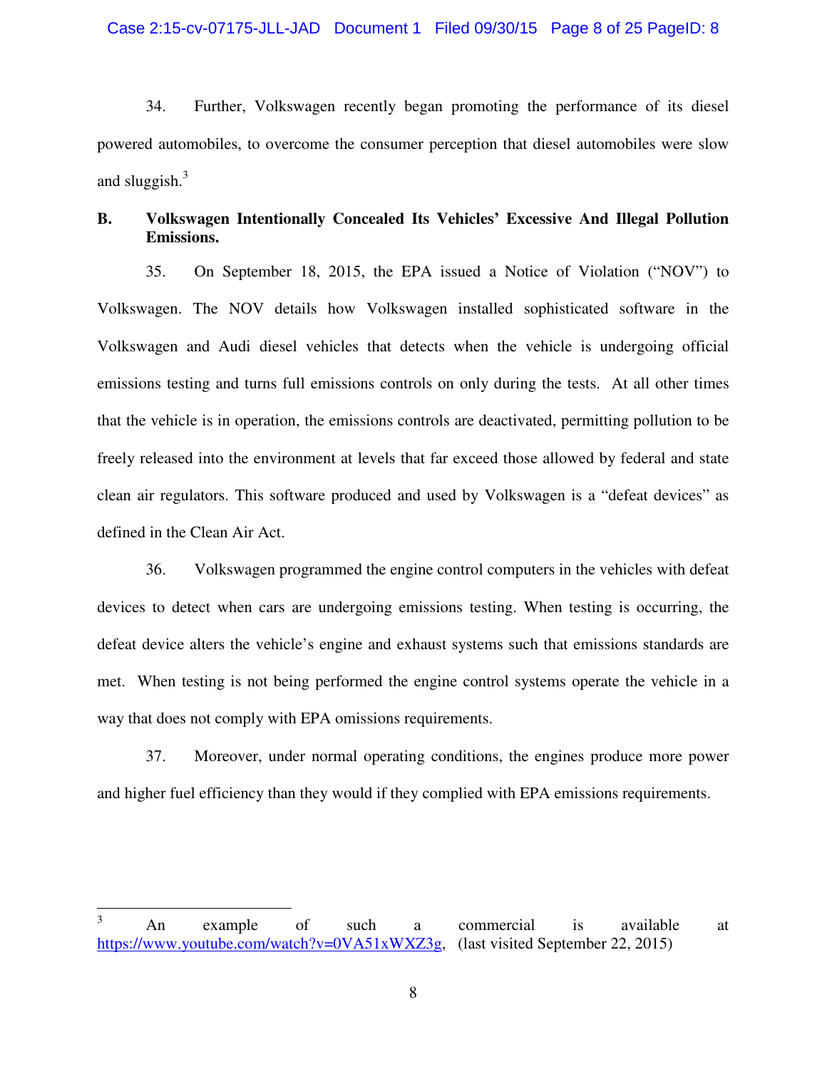34. Further, Volkswagen recently began promoting the performance of its diesel powered automobiles, to overcome the consumer perception that diesel automobiles were slow and sluggish.[3]

**B. Volkswagen Intentionally Concealed Its Vehicles' Excessive And Illegal Pollution Emissions.**

35. On September 18, 2015, the EPA issued a Notice of Violation ("NOV") to Volkswagen. The NOV details how Volkswagen installed sophisticated software in the Volkswagen and Audi diesel vehicles that detects when the vehicle is undergoing official emissions testing and turns full emissions controls on only during the tests. At all other times that the vehicle is in operation, the emissions controls are deactivated, permitting pollution to be freely released into the environment at levels that far exceed those allowed by federal and state clean air regulators. This software produced and used by Volkswagen is a "defeat devices" as defined in the Clean Air Act.

36. Volkswagen programmed the engine control computers in the vehicles with defeat devices to detect when cars are undergoing emissions testing. When testing is occurring, the defeat device alters the vehicle's engine and exhaust systems such that emissions standards are met. When testing is not being performed the engine control systems operate the vehicle in a way that does not comply with EPA omissions requirements.

37. Moreover, under normal operating conditions, the engines produce more power and higher fuel efficiency than they would if they complied with EPA emissions requirements.

---

[3] An example of such a commercial is available at https://www.youtube.com/watch?v=0VA51xWXZ3g, (last visited September 22, 2015)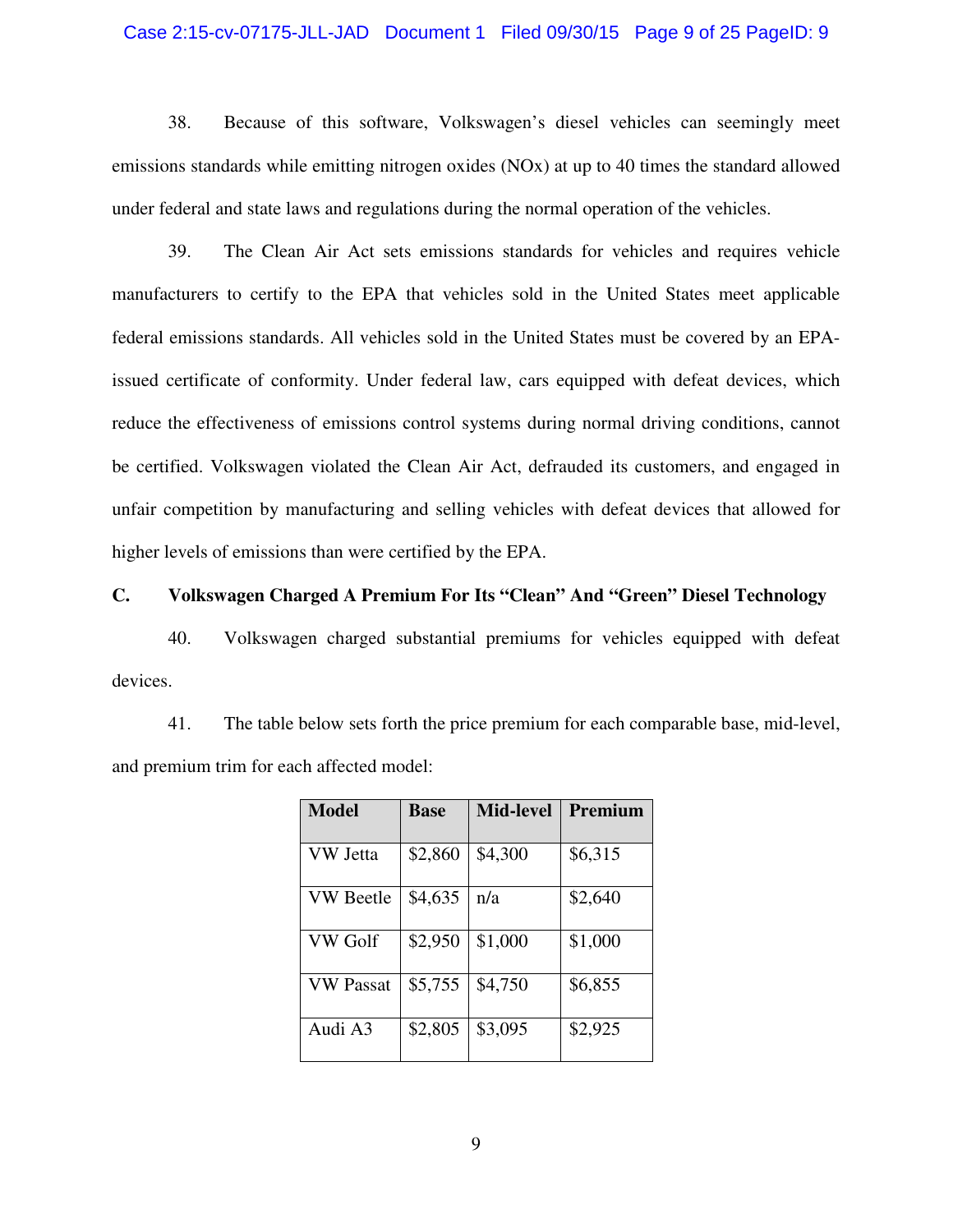38. Because of this software, Volkswagen's diesel vehicles can seemingly meet emissions standards while emitting nitrogen oxides (NOx) at up to 40 times the standard allowed under federal and state laws and regulations during the normal operation of the vehicles.

39. The Clean Air Act sets emissions standards for vehicles and requires vehicle manufacturers to certify to the EPA that vehicles sold in the United States meet applicable federal emissions standards. All vehicles sold in the United States must be covered by an EPA-issued certificate of conformity. Under federal law, cars equipped with defeat devices, which reduce the effectiveness of emissions control systems during normal driving conditions, cannot be certified. Volkswagen violated the Clean Air Act, defrauded its customers, and engaged in unfair competition by manufacturing and selling vehicles with defeat devices that allowed for higher levels of emissions than were certified by the EPA.

### C. Volkswagen Charged A Premium For Its "Clean" And "Green" Diesel Technology

40. Volkswagen charged substantial premiums for vehicles equipped with defeat devices.

41. The table below sets forth the price premium for each comparable base, mid-level, and premium trim for each affected model:

| Model | Base | Mid-level | Premium |
|---|---|---|---|
| VW Jetta | $2,860 | $4,300 | $6,315 |
| VW Beetle | $4,635 | n/a | $2,640 |
| VW Golf | $2,950 | $1,000 | $1,000 |
| VW Passat | $5,755 | $4,750 | $6,855 |
| Audi A3 | $2,805 | $3,095 | $2,925 |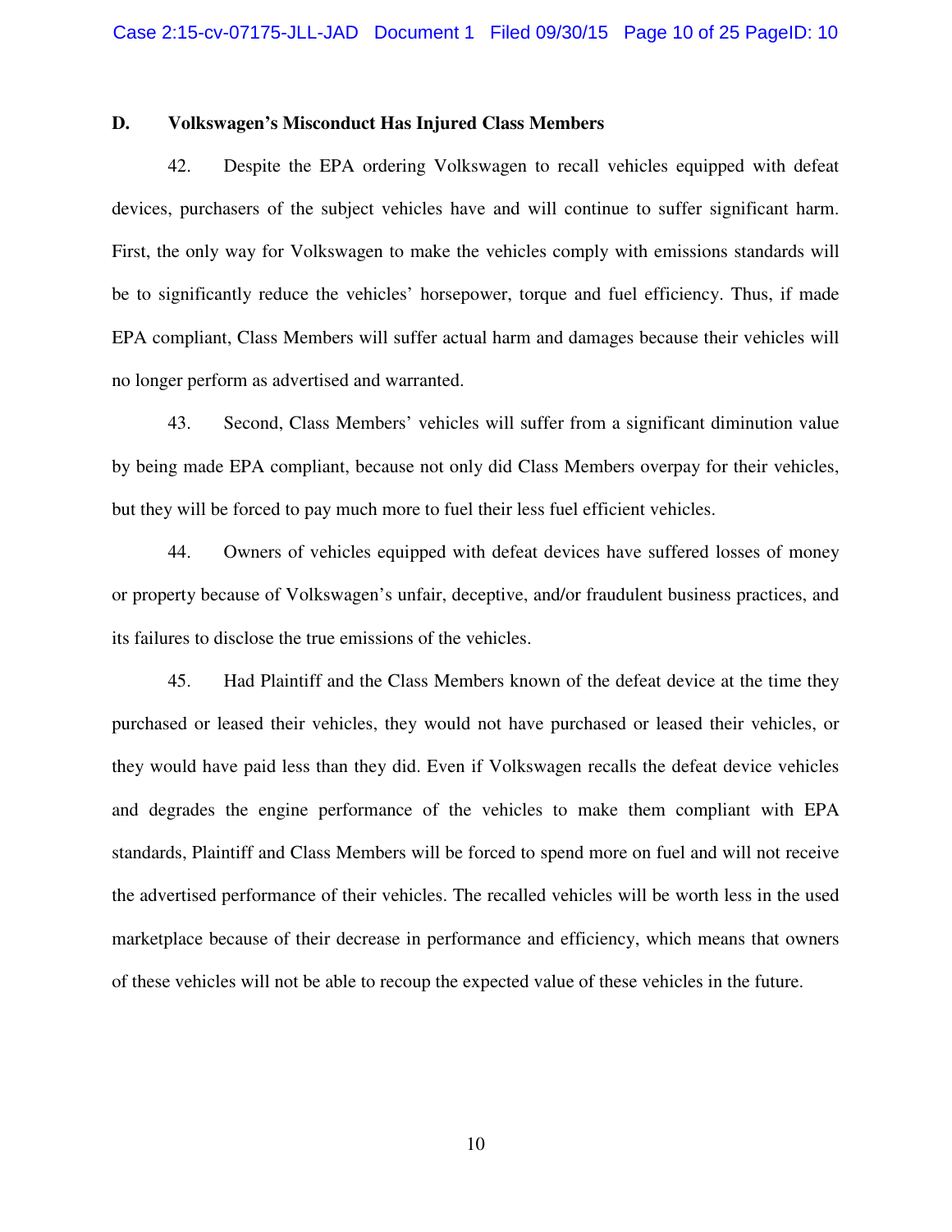### D. Volkswagen's Misconduct Has Injured Class Members

42. Despite the EPA ordering Volkswagen to recall vehicles equipped with defeat devices, purchasers of the subject vehicles have and will continue to suffer significant harm. First, the only way for Volkswagen to make the vehicles comply with emissions standards will be to significantly reduce the vehicles' horsepower, torque and fuel efficiency. Thus, if made EPA compliant, Class Members will suffer actual harm and damages because their vehicles will no longer perform as advertised and warranted.

43. Second, Class Members' vehicles will suffer from a significant diminution value by being made EPA compliant, because not only did Class Members overpay for their vehicles, but they will be forced to pay much more to fuel their less fuel efficient vehicles.

44. Owners of vehicles equipped with defeat devices have suffered losses of money or property because of Volkswagen's unfair, deceptive, and/or fraudulent business practices, and its failures to disclose the true emissions of the vehicles.

45. Had Plaintiff and the Class Members known of the defeat device at the time they purchased or leased their vehicles, they would not have purchased or leased their vehicles, or they would have paid less than they did. Even if Volkswagen recalls the defeat device vehicles and degrades the engine performance of the vehicles to make them compliant with EPA standards, Plaintiff and Class Members will be forced to spend more on fuel and will not receive the advertised performance of their vehicles. The recalled vehicles will be worth less in the used marketplace because of their decrease in performance and efficiency, which means that owners of these vehicles will not be able to recoup the expected value of these vehicles in the future.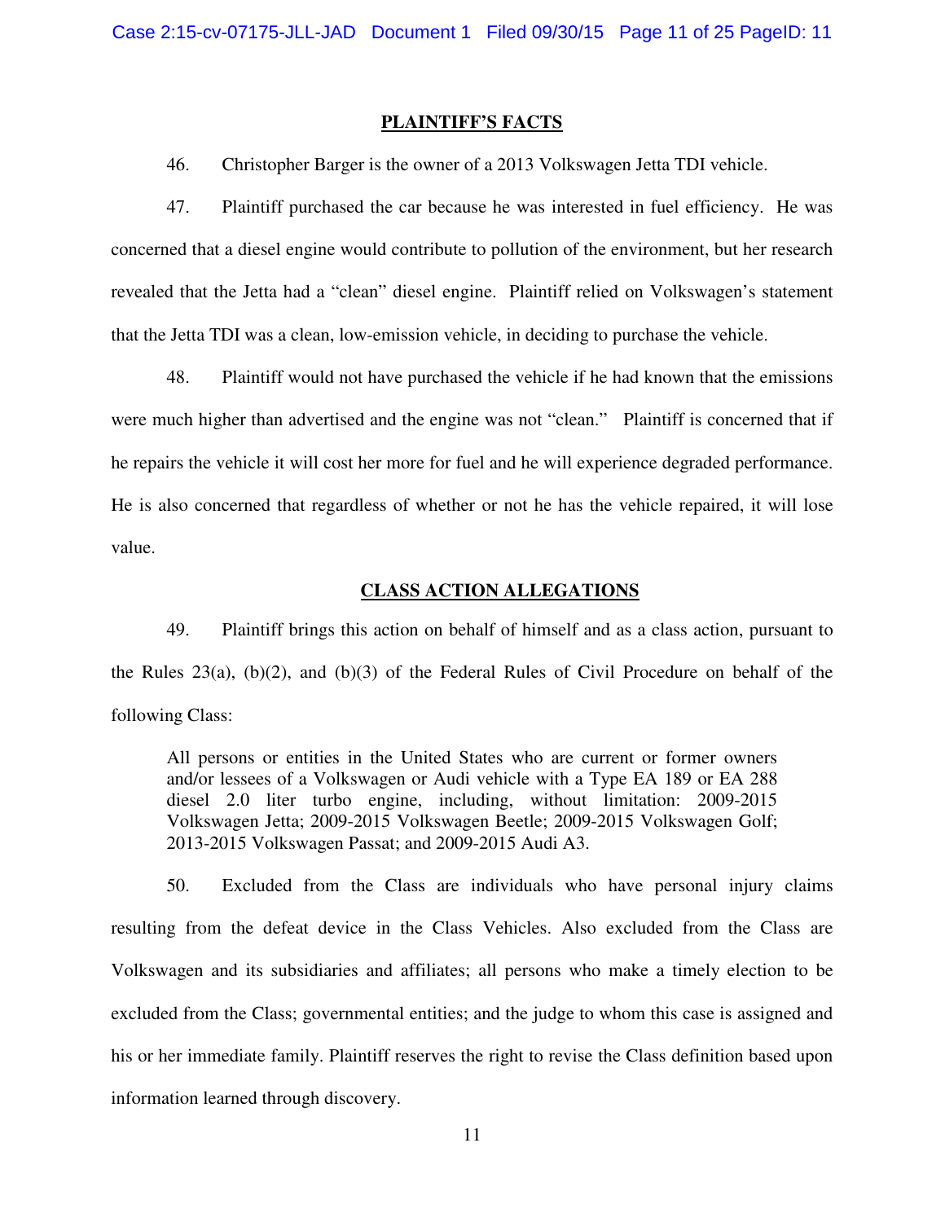## PLAINTIFF'S FACTS

46. Christopher Barger is the owner of a 2013 Volkswagen Jetta TDI vehicle.

47. Plaintiff purchased the car because he was interested in fuel efficiency. He was concerned that a diesel engine would contribute to pollution of the environment, but her research revealed that the Jetta had a "clean" diesel engine. Plaintiff relied on Volkswagen's statement that the Jetta TDI was a clean, low-emission vehicle, in deciding to purchase the vehicle.

48. Plaintiff would not have purchased the vehicle if he had known that the emissions were much higher than advertised and the engine was not "clean." Plaintiff is concerned that if he repairs the vehicle it will cost her more for fuel and he will experience degraded performance. He is also concerned that regardless of whether or not he has the vehicle repaired, it will lose value.

## CLASS ACTION ALLEGATIONS

49. Plaintiff brings this action on behalf of himself and as a class action, pursuant to the Rules 23(a), (b)(2), and (b)(3) of the Federal Rules of Civil Procedure on behalf of the following Class:

> All persons or entities in the United States who are current or former owners and/or lessees of a Volkswagen or Audi vehicle with a Type EA 189 or EA 288 diesel 2.0 liter turbo engine, including, without limitation: 2009-2015 Volkswagen Jetta; 2009-2015 Volkswagen Beetle; 2009-2015 Volkswagen Golf; 2013-2015 Volkswagen Passat; and 2009-2015 Audi A3.

50. Excluded from the Class are individuals who have personal injury claims resulting from the defeat device in the Class Vehicles. Also excluded from the Class are Volkswagen and its subsidiaries and affiliates; all persons who make a timely election to be excluded from the Class; governmental entities; and the judge to whom this case is assigned and his or her immediate family. Plaintiff reserves the right to revise the Class definition based upon information learned through discovery.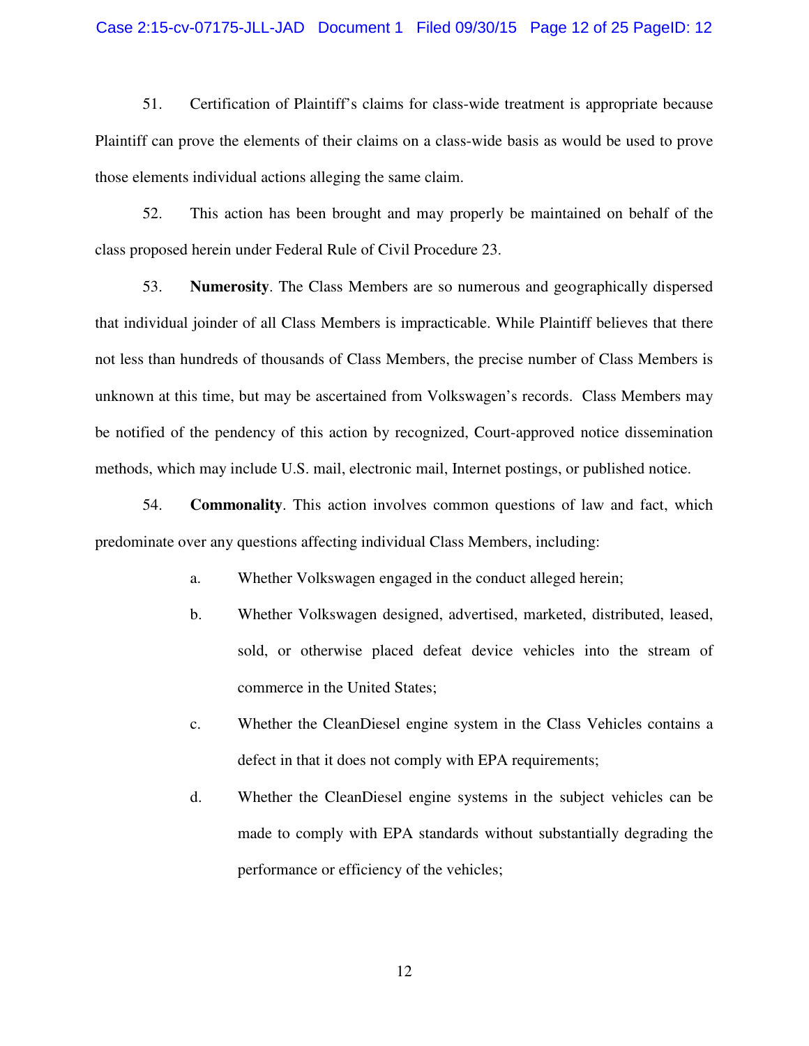51. Certification of Plaintiff's claims for class-wide treatment is appropriate because Plaintiff can prove the elements of their claims on a class-wide basis as would be used to prove those elements individual actions alleging the same claim.

52. This action has been brought and may properly be maintained on behalf of the class proposed herein under Federal Rule of Civil Procedure 23.

53. **Numerosity**. The Class Members are so numerous and geographically dispersed that individual joinder of all Class Members is impracticable. While Plaintiff believes that there not less than hundreds of thousands of Class Members, the precise number of Class Members is unknown at this time, but may be ascertained from Volkswagen's records. Class Members may be notified of the pendency of this action by recognized, Court-approved notice dissemination methods, which may include U.S. mail, electronic mail, Internet postings, or published notice.

54. **Commonality**. This action involves common questions of law and fact, which predominate over any questions affecting individual Class Members, including:

a. Whether Volkswagen engaged in the conduct alleged herein;

b. Whether Volkswagen designed, advertised, marketed, distributed, leased, sold, or otherwise placed defeat device vehicles into the stream of commerce in the United States;

c. Whether the CleanDiesel engine system in the Class Vehicles contains a defect in that it does not comply with EPA requirements;

d. Whether the CleanDiesel engine systems in the subject vehicles can be made to comply with EPA standards without substantially degrading the performance or efficiency of the vehicles;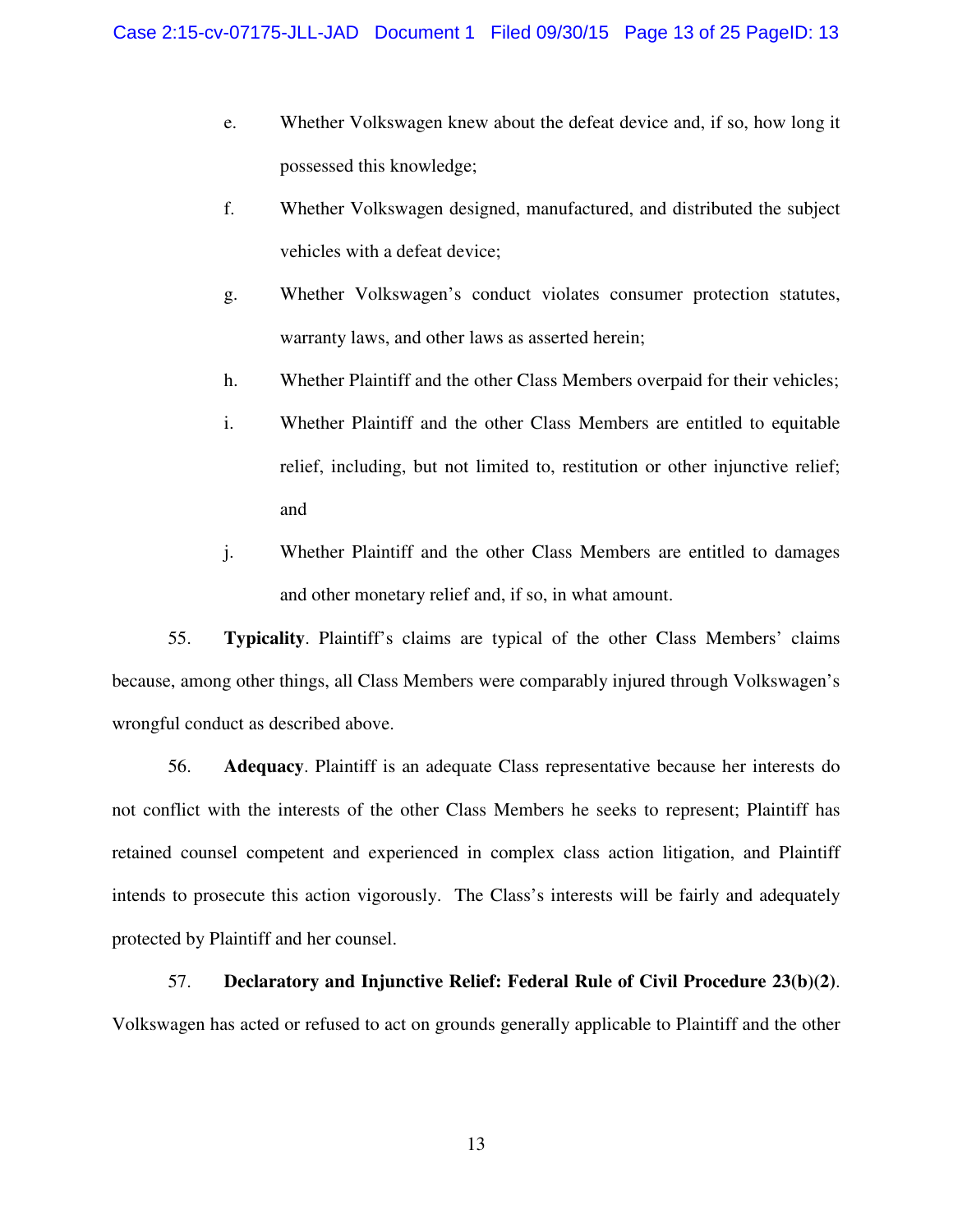e. Whether Volkswagen knew about the defeat device and, if so, how long it possessed this knowledge;

f. Whether Volkswagen designed, manufactured, and distributed the subject vehicles with a defeat device;

g. Whether Volkswagen's conduct violates consumer protection statutes, warranty laws, and other laws as asserted herein;

h. Whether Plaintiff and the other Class Members overpaid for their vehicles;

i. Whether Plaintiff and the other Class Members are entitled to equitable relief, including, but not limited to, restitution or other injunctive relief; and

j. Whether Plaintiff and the other Class Members are entitled to damages and other monetary relief and, if so, in what amount.

55. **Typicality**. Plaintiff's claims are typical of the other Class Members' claims because, among other things, all Class Members were comparably injured through Volkswagen's wrongful conduct as described above.

56. **Adequacy**. Plaintiff is an adequate Class representative because her interests do not conflict with the interests of the other Class Members he seeks to represent; Plaintiff has retained counsel competent and experienced in complex class action litigation, and Plaintiff intends to prosecute this action vigorously. The Class's interests will be fairly and adequately protected by Plaintiff and her counsel.

57. **Declaratory and Injunctive Relief: Federal Rule of Civil Procedure 23(b)(2)**. Volkswagen has acted or refused to act on grounds generally applicable to Plaintiff and the other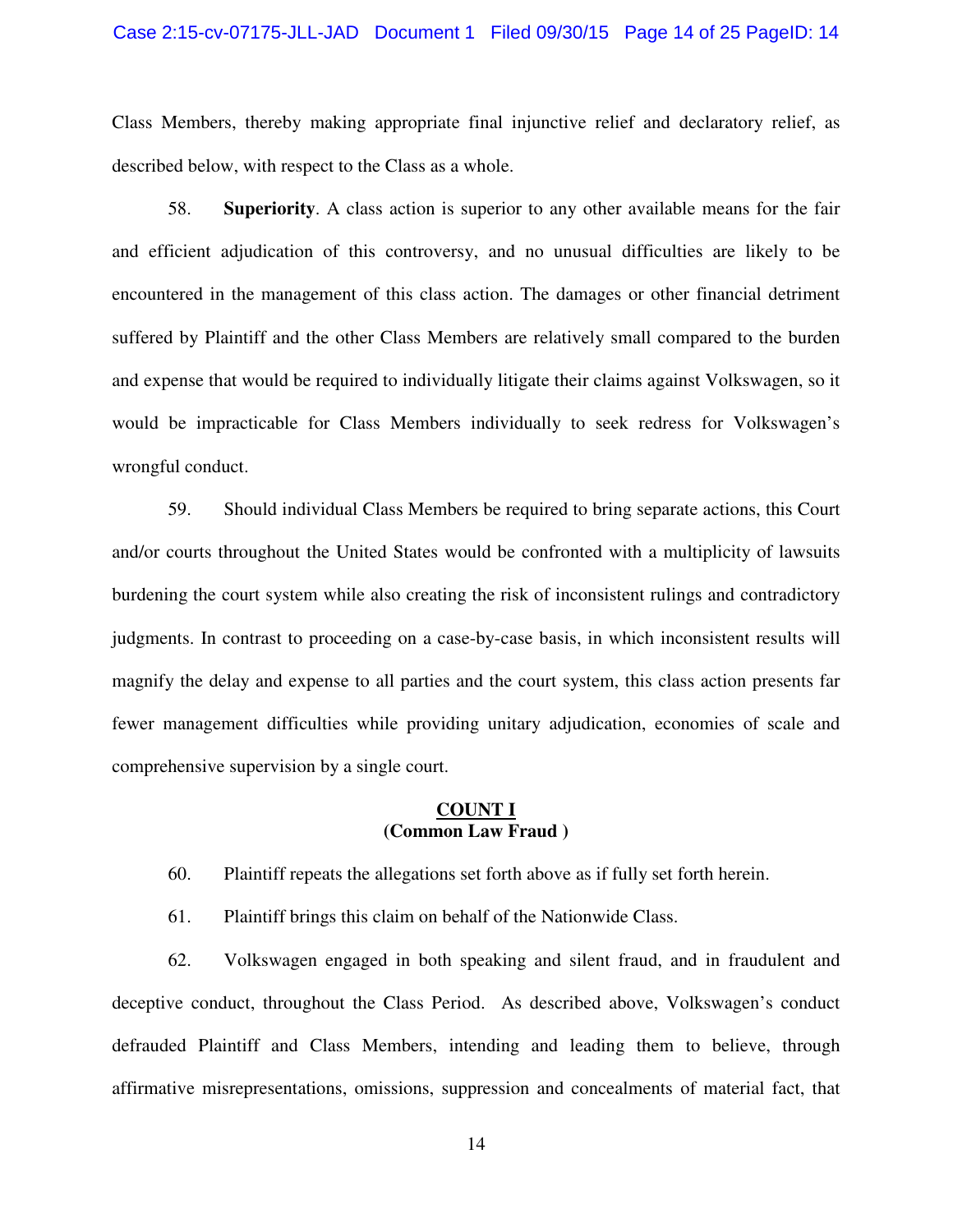Class Members, thereby making appropriate final injunctive relief and declaratory relief, as described below, with respect to the Class as a whole.

58. **Superiority**. A class action is superior to any other available means for the fair and efficient adjudication of this controversy, and no unusual difficulties are likely to be encountered in the management of this class action. The damages or other financial detriment suffered by Plaintiff and the other Class Members are relatively small compared to the burden and expense that would be required to individually litigate their claims against Volkswagen, so it would be impracticable for Class Members individually to seek redress for Volkswagen's wrongful conduct.

59. Should individual Class Members be required to bring separate actions, this Court and/or courts throughout the United States would be confronted with a multiplicity of lawsuits burdening the court system while also creating the risk of inconsistent rulings and contradictory judgments. In contrast to proceeding on a case-by-case basis, in which inconsistent results will magnify the delay and expense to all parties and the court system, this class action presents far fewer management difficulties while providing unitary adjudication, economies of scale and comprehensive supervision by a single court.

## COUNT I
**(Common Law Fraud )**

60. Plaintiff repeats the allegations set forth above as if fully set forth herein.

61. Plaintiff brings this claim on behalf of the Nationwide Class.

62. Volkswagen engaged in both speaking and silent fraud, and in fraudulent and deceptive conduct, throughout the Class Period. As described above, Volkswagen's conduct defrauded Plaintiff and Class Members, intending and leading them to believe, through affirmative misrepresentations, omissions, suppression and concealments of material fact, that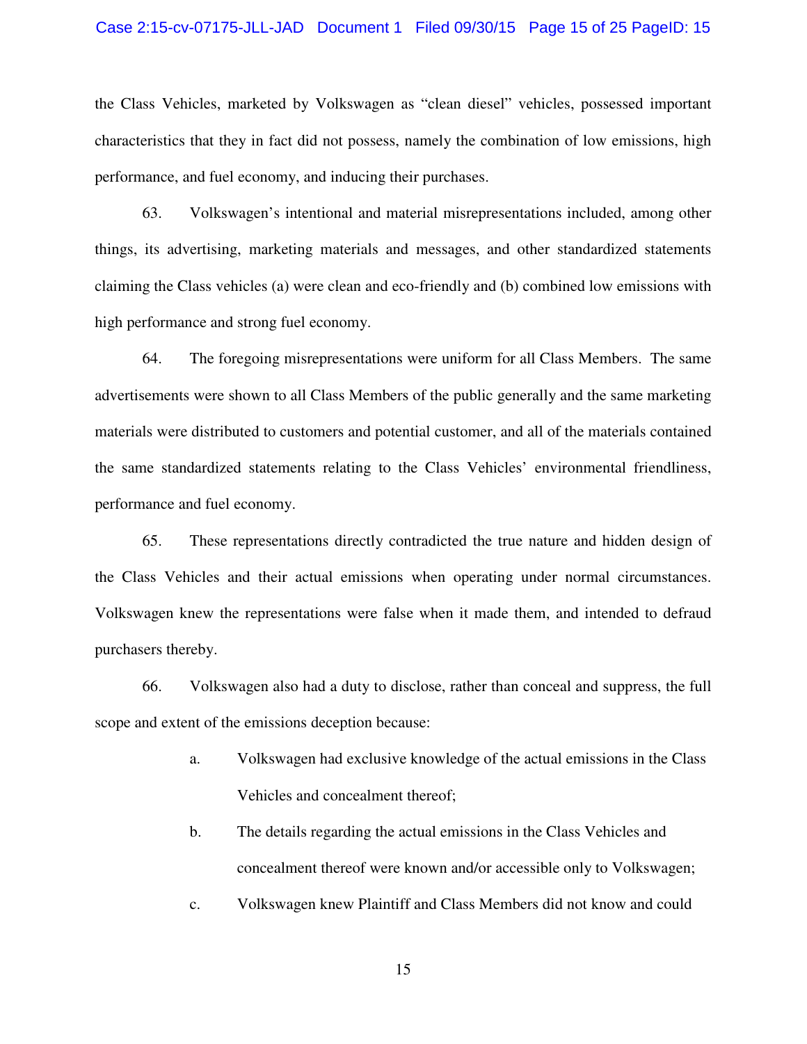the Class Vehicles, marketed by Volkswagen as "clean diesel" vehicles, possessed important characteristics that they in fact did not possess, namely the combination of low emissions, high performance, and fuel economy, and inducing their purchases.

63. Volkswagen's intentional and material misrepresentations included, among other things, its advertising, marketing materials and messages, and other standardized statements claiming the Class vehicles (a) were clean and eco-friendly and (b) combined low emissions with high performance and strong fuel economy.

64. The foregoing misrepresentations were uniform for all Class Members. The same advertisements were shown to all Class Members of the public generally and the same marketing materials were distributed to customers and potential customer, and all of the materials contained the same standardized statements relating to the Class Vehicles' environmental friendliness, performance and fuel economy.

65. These representations directly contradicted the true nature and hidden design of the Class Vehicles and their actual emissions when operating under normal circumstances. Volkswagen knew the representations were false when it made them, and intended to defraud purchasers thereby.

66. Volkswagen also had a duty to disclose, rather than conceal and suppress, the full scope and extent of the emissions deception because:

a. Volkswagen had exclusive knowledge of the actual emissions in the Class Vehicles and concealment thereof;

b. The details regarding the actual emissions in the Class Vehicles and concealment thereof were known and/or accessible only to Volkswagen;

c. Volkswagen knew Plaintiff and Class Members did not know and could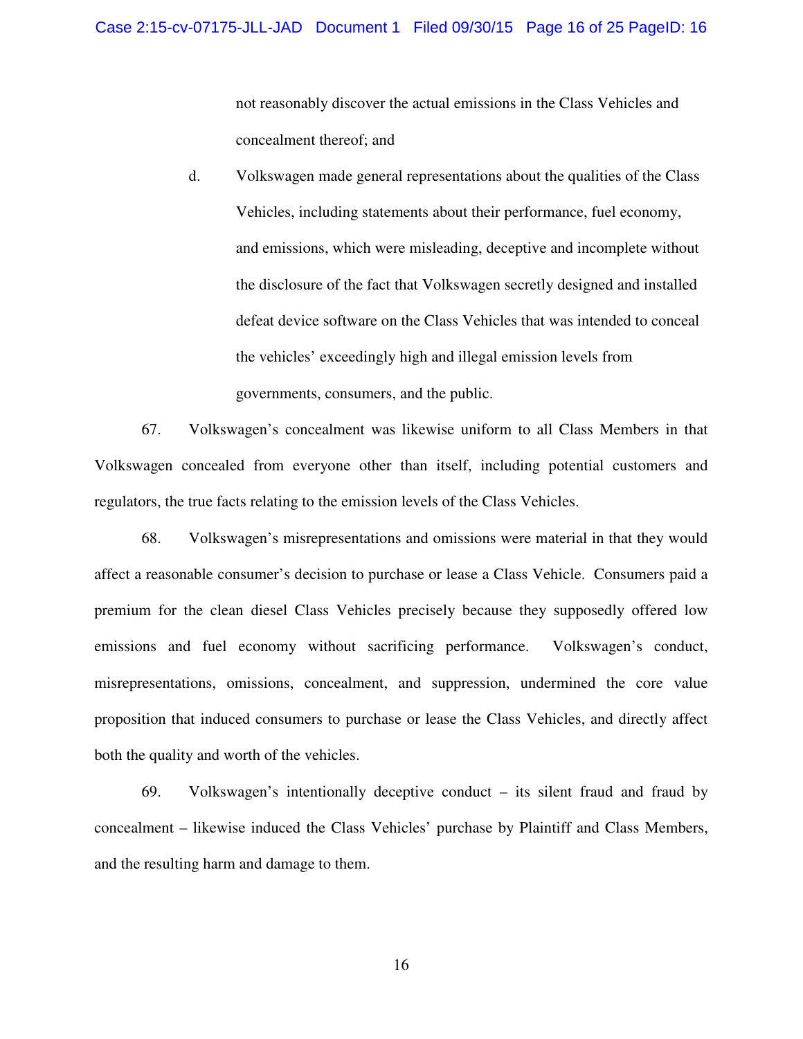not reasonably discover the actual emissions in the Class Vehicles and concealment thereof; and

d. Volkswagen made general representations about the qualities of the Class Vehicles, including statements about their performance, fuel economy, and emissions, which were misleading, deceptive and incomplete without the disclosure of the fact that Volkswagen secretly designed and installed defeat device software on the Class Vehicles that was intended to conceal the vehicles' exceedingly high and illegal emission levels from governments, consumers, and the public.

67. Volkswagen's concealment was likewise uniform to all Class Members in that Volkswagen concealed from everyone other than itself, including potential customers and regulators, the true facts relating to the emission levels of the Class Vehicles.

68. Volkswagen's misrepresentations and omissions were material in that they would affect a reasonable consumer's decision to purchase or lease a Class Vehicle. Consumers paid a premium for the clean diesel Class Vehicles precisely because they supposedly offered low emissions and fuel economy without sacrificing performance. Volkswagen's conduct, misrepresentations, omissions, concealment, and suppression, undermined the core value proposition that induced consumers to purchase or lease the Class Vehicles, and directly affect both the quality and worth of the vehicles.

69. Volkswagen's intentionally deceptive conduct – its silent fraud and fraud by concealment – likewise induced the Class Vehicles' purchase by Plaintiff and Class Members, and the resulting harm and damage to them.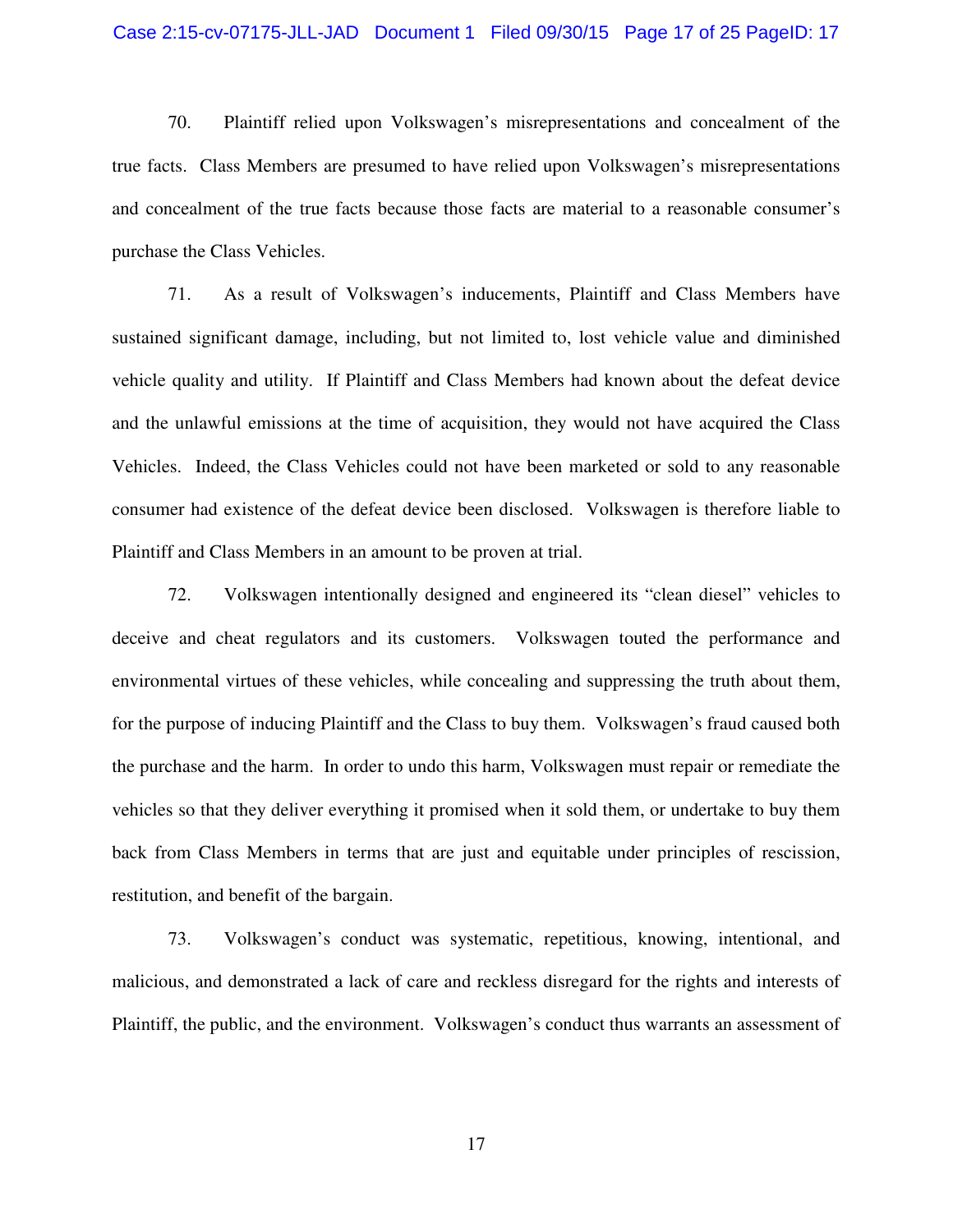70. Plaintiff relied upon Volkswagen's misrepresentations and concealment of the true facts. Class Members are presumed to have relied upon Volkswagen's misrepresentations and concealment of the true facts because those facts are material to a reasonable consumer's purchase the Class Vehicles.

71. As a result of Volkswagen's inducements, Plaintiff and Class Members have sustained significant damage, including, but not limited to, lost vehicle value and diminished vehicle quality and utility. If Plaintiff and Class Members had known about the defeat device and the unlawful emissions at the time of acquisition, they would not have acquired the Class Vehicles. Indeed, the Class Vehicles could not have been marketed or sold to any reasonable consumer had existence of the defeat device been disclosed. Volkswagen is therefore liable to Plaintiff and Class Members in an amount to be proven at trial.

72. Volkswagen intentionally designed and engineered its "clean diesel" vehicles to deceive and cheat regulators and its customers. Volkswagen touted the performance and environmental virtues of these vehicles, while concealing and suppressing the truth about them, for the purpose of inducing Plaintiff and the Class to buy them. Volkswagen's fraud caused both the purchase and the harm. In order to undo this harm, Volkswagen must repair or remediate the vehicles so that they deliver everything it promised when it sold them, or undertake to buy them back from Class Members in terms that are just and equitable under principles of rescission, restitution, and benefit of the bargain.

73. Volkswagen's conduct was systematic, repetitious, knowing, intentional, and malicious, and demonstrated a lack of care and reckless disregard for the rights and interests of Plaintiff, the public, and the environment. Volkswagen's conduct thus warrants an assessment of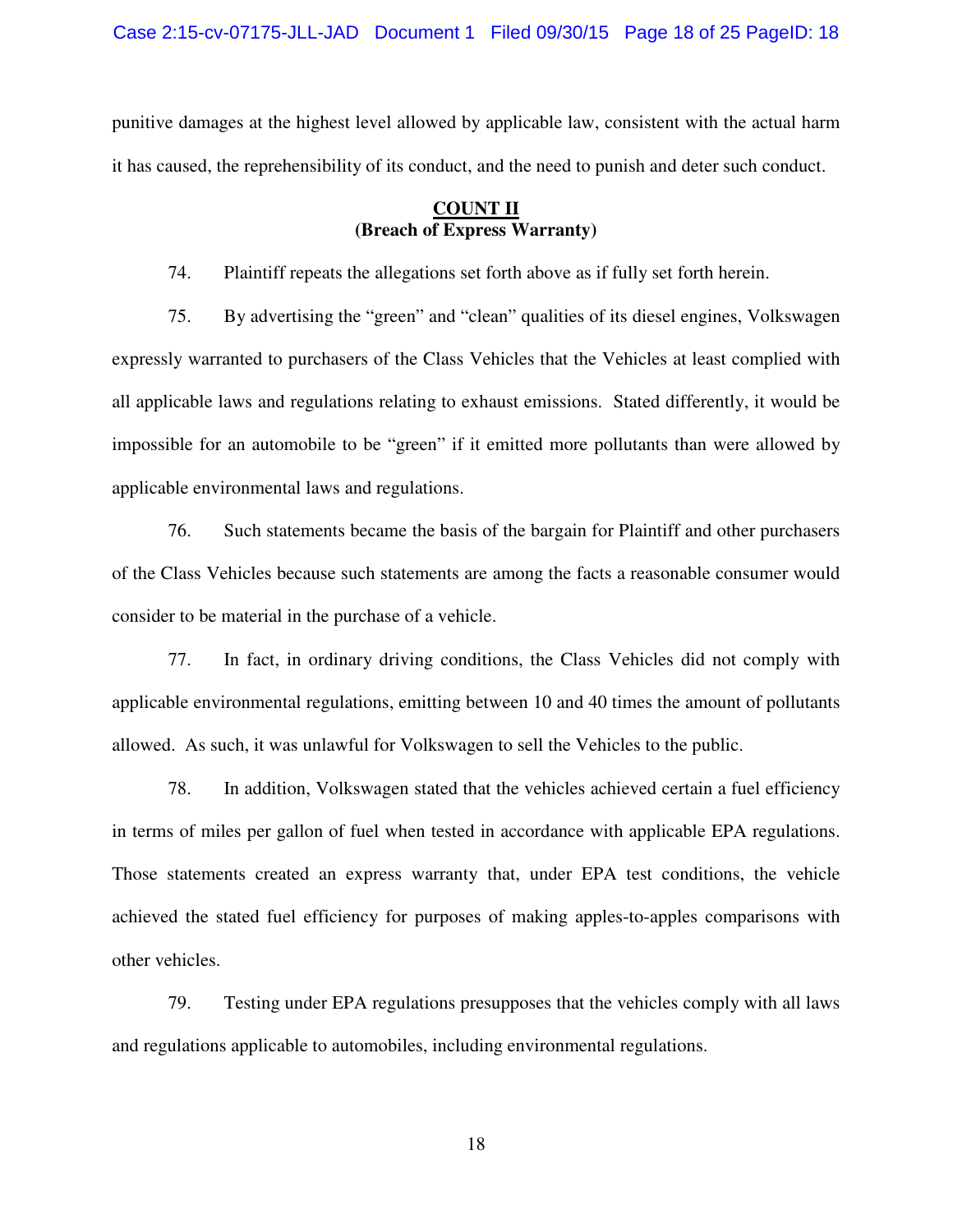punitive damages at the highest level allowed by applicable law, consistent with the actual harm it has caused, the reprehensibility of its conduct, and the need to punish and deter such conduct.

## COUNT II
**(Breach of Express Warranty)**

74. Plaintiff repeats the allegations set forth above as if fully set forth herein.

75. By advertising the "green" and "clean" qualities of its diesel engines, Volkswagen expressly warranted to purchasers of the Class Vehicles that the Vehicles at least complied with all applicable laws and regulations relating to exhaust emissions. Stated differently, it would be impossible for an automobile to be "green" if it emitted more pollutants than were allowed by applicable environmental laws and regulations.

76. Such statements became the basis of the bargain for Plaintiff and other purchasers of the Class Vehicles because such statements are among the facts a reasonable consumer would consider to be material in the purchase of a vehicle.

77. In fact, in ordinary driving conditions, the Class Vehicles did not comply with applicable environmental regulations, emitting between 10 and 40 times the amount of pollutants allowed. As such, it was unlawful for Volkswagen to sell the Vehicles to the public.

78. In addition, Volkswagen stated that the vehicles achieved certain a fuel efficiency in terms of miles per gallon of fuel when tested in accordance with applicable EPA regulations. Those statements created an express warranty that, under EPA test conditions, the vehicle achieved the stated fuel efficiency for purposes of making apples-to-apples comparisons with other vehicles.

79. Testing under EPA regulations presupposes that the vehicles comply with all laws and regulations applicable to automobiles, including environmental regulations.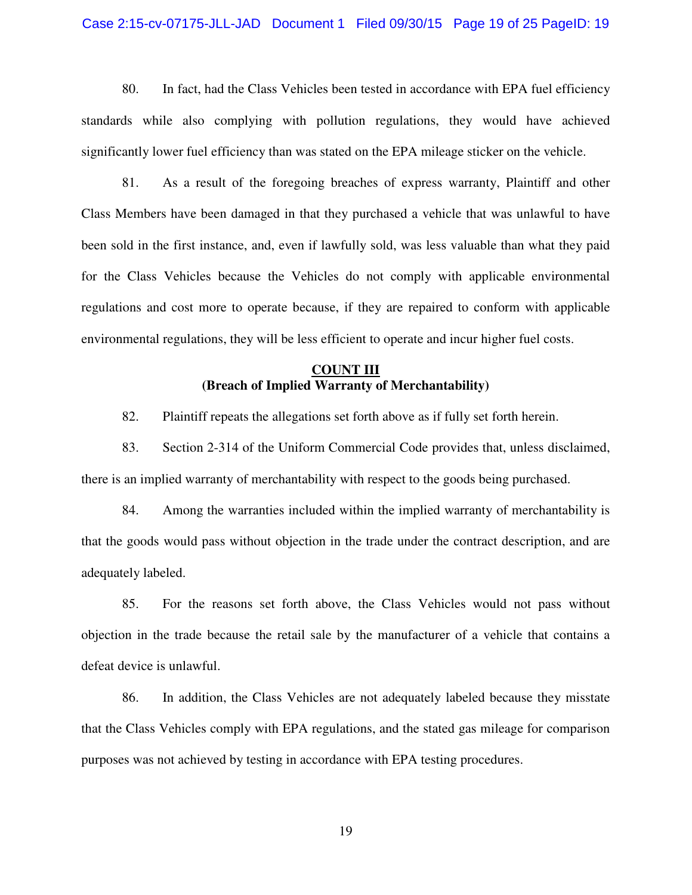80. In fact, had the Class Vehicles been tested in accordance with EPA fuel efficiency standards while also complying with pollution regulations, they would have achieved significantly lower fuel efficiency than was stated on the EPA mileage sticker on the vehicle.

81. As a result of the foregoing breaches of express warranty, Plaintiff and other Class Members have been damaged in that they purchased a vehicle that was unlawful to have been sold in the first instance, and, even if lawfully sold, was less valuable than what they paid for the Class Vehicles because the Vehicles do not comply with applicable environmental regulations and cost more to operate because, if they are repaired to conform with applicable environmental regulations, they will be less efficient to operate and incur higher fuel costs.

## COUNT III
**(Breach of Implied Warranty of Merchantability)**

82. Plaintiff repeats the allegations set forth above as if fully set forth herein.

83. Section 2-314 of the Uniform Commercial Code provides that, unless disclaimed, there is an implied warranty of merchantability with respect to the goods being purchased.

84. Among the warranties included within the implied warranty of merchantability is that the goods would pass without objection in the trade under the contract description, and are adequately labeled.

85. For the reasons set forth above, the Class Vehicles would not pass without objection in the trade because the retail sale by the manufacturer of a vehicle that contains a defeat device is unlawful.

86. In addition, the Class Vehicles are not adequately labeled because they misstate that the Class Vehicles comply with EPA regulations, and the stated gas mileage for comparison purposes was not achieved by testing in accordance with EPA testing procedures.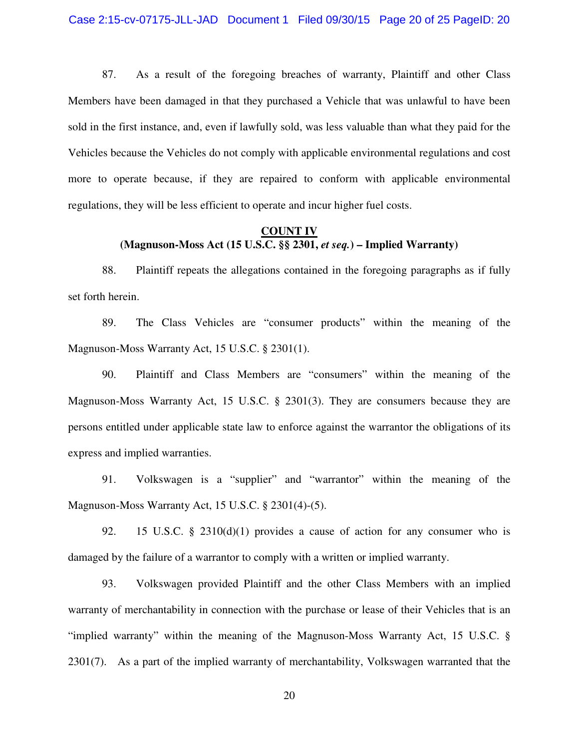87. As a result of the foregoing breaches of warranty, Plaintiff and other Class Members have been damaged in that they purchased a Vehicle that was unlawful to have been sold in the first instance, and, even if lawfully sold, was less valuable than what they paid for the Vehicles because the Vehicles do not comply with applicable environmental regulations and cost more to operate because, if they are repaired to conform with applicable environmental regulations, they will be less efficient to operate and incur higher fuel costs.

**COUNT IV**
**(Magnuson-Moss Act (15 U.S.C. §§ 2301, *et seq.*) – Implied Warranty)**

88. Plaintiff repeats the allegations contained in the foregoing paragraphs as if fully set forth herein.

89. The Class Vehicles are "consumer products" within the meaning of the Magnuson-Moss Warranty Act, 15 U.S.C. § 2301(1).

90. Plaintiff and Class Members are "consumers" within the meaning of the Magnuson-Moss Warranty Act, 15 U.S.C. § 2301(3). They are consumers because they are persons entitled under applicable state law to enforce against the warrantor the obligations of its express and implied warranties.

91. Volkswagen is a "supplier" and "warrantor" within the meaning of the Magnuson-Moss Warranty Act, 15 U.S.C. § 2301(4)-(5).

92. 15 U.S.C. § 2310(d)(1) provides a cause of action for any consumer who is damaged by the failure of a warrantor to comply with a written or implied warranty.

93. Volkswagen provided Plaintiff and the other Class Members with an implied warranty of merchantability in connection with the purchase or lease of their Vehicles that is an "implied warranty" within the meaning of the Magnuson-Moss Warranty Act, 15 U.S.C. § 2301(7). As a part of the implied warranty of merchantability, Volkswagen warranted that the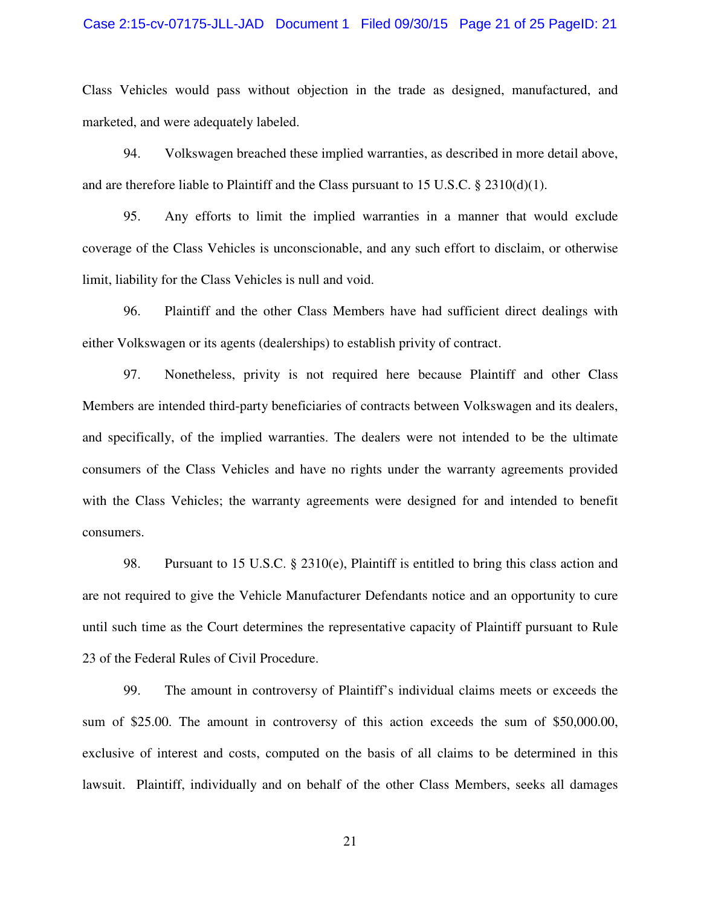Class Vehicles would pass without objection in the trade as designed, manufactured, and marketed, and were adequately labeled.

94. Volkswagen breached these implied warranties, as described in more detail above, and are therefore liable to Plaintiff and the Class pursuant to 15 U.S.C. § 2310(d)(1).

95. Any efforts to limit the implied warranties in a manner that would exclude coverage of the Class Vehicles is unconscionable, and any such effort to disclaim, or otherwise limit, liability for the Class Vehicles is null and void.

96. Plaintiff and the other Class Members have had sufficient direct dealings with either Volkswagen or its agents (dealerships) to establish privity of contract.

97. Nonetheless, privity is not required here because Plaintiff and other Class Members are intended third-party beneficiaries of contracts between Volkswagen and its dealers, and specifically, of the implied warranties. The dealers were not intended to be the ultimate consumers of the Class Vehicles and have no rights under the warranty agreements provided with the Class Vehicles; the warranty agreements were designed for and intended to benefit consumers.

98. Pursuant to 15 U.S.C. § 2310(e), Plaintiff is entitled to bring this class action and are not required to give the Vehicle Manufacturer Defendants notice and an opportunity to cure until such time as the Court determines the representative capacity of Plaintiff pursuant to Rule 23 of the Federal Rules of Civil Procedure.

99. The amount in controversy of Plaintiff's individual claims meets or exceeds the sum of $25.00. The amount in controversy of this action exceeds the sum of $50,000.00, exclusive of interest and costs, computed on the basis of all claims to be determined in this lawsuit. Plaintiff, individually and on behalf of the other Class Members, seeks all damages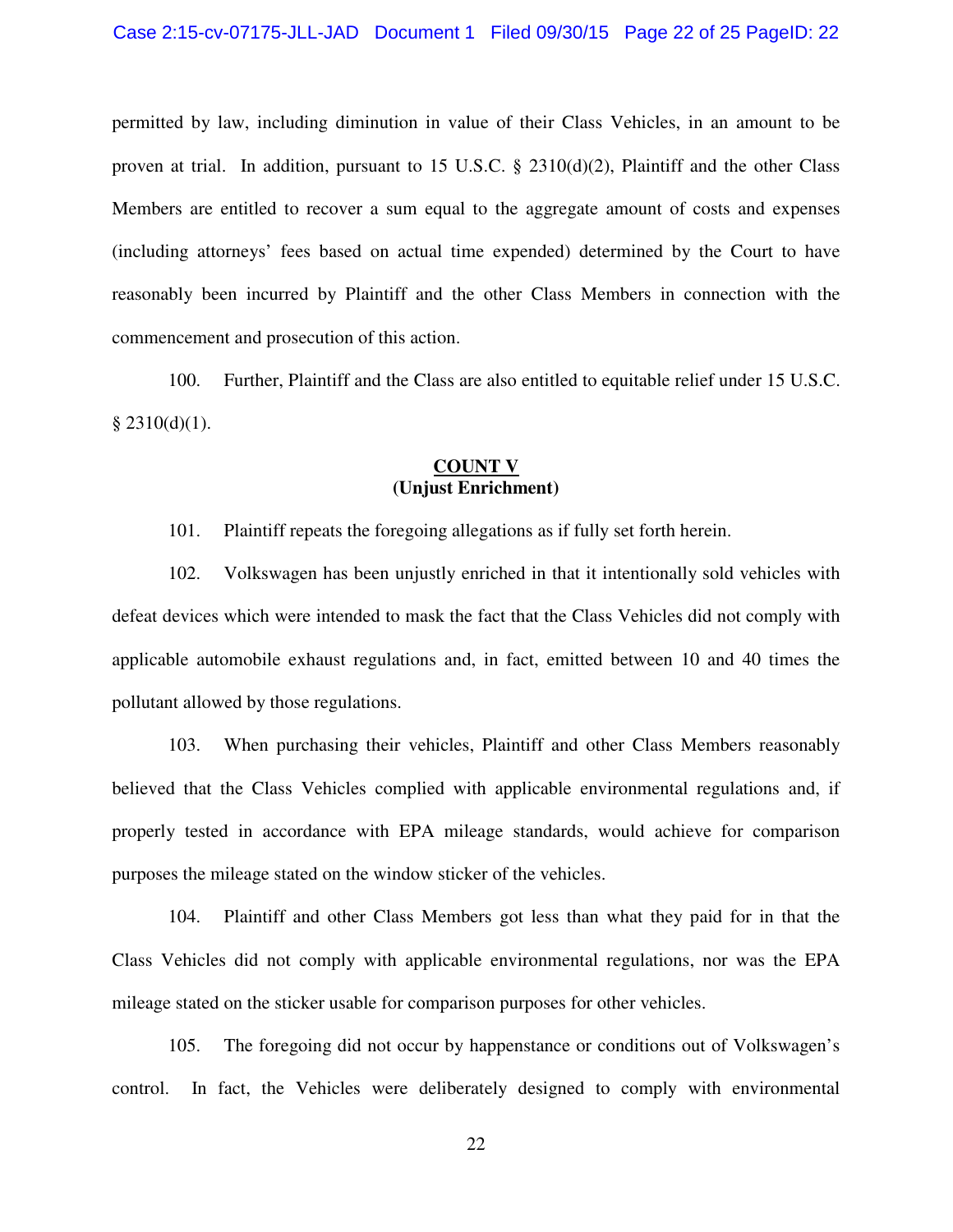permitted by law, including diminution in value of their Class Vehicles, in an amount to be proven at trial. In addition, pursuant to 15 U.S.C. § 2310(d)(2), Plaintiff and the other Class Members are entitled to recover a sum equal to the aggregate amount of costs and expenses (including attorneys' fees based on actual time expended) determined by the Court to have reasonably been incurred by Plaintiff and the other Class Members in connection with the commencement and prosecution of this action.

100. Further, Plaintiff and the Class are also entitled to equitable relief under 15 U.S.C. § 2310(d)(1).

**COUNT V**
**(Unjust Enrichment)**

101. Plaintiff repeats the foregoing allegations as if fully set forth herein.

102. Volkswagen has been unjustly enriched in that it intentionally sold vehicles with defeat devices which were intended to mask the fact that the Class Vehicles did not comply with applicable automobile exhaust regulations and, in fact, emitted between 10 and 40 times the pollutant allowed by those regulations.

103. When purchasing their vehicles, Plaintiff and other Class Members reasonably believed that the Class Vehicles complied with applicable environmental regulations and, if properly tested in accordance with EPA mileage standards, would achieve for comparison purposes the mileage stated on the window sticker of the vehicles.

104. Plaintiff and other Class Members got less than what they paid for in that the Class Vehicles did not comply with applicable environmental regulations, nor was the EPA mileage stated on the sticker usable for comparison purposes for other vehicles.

105. The foregoing did not occur by happenstance or conditions out of Volkswagen's control. In fact, the Vehicles were deliberately designed to comply with environmental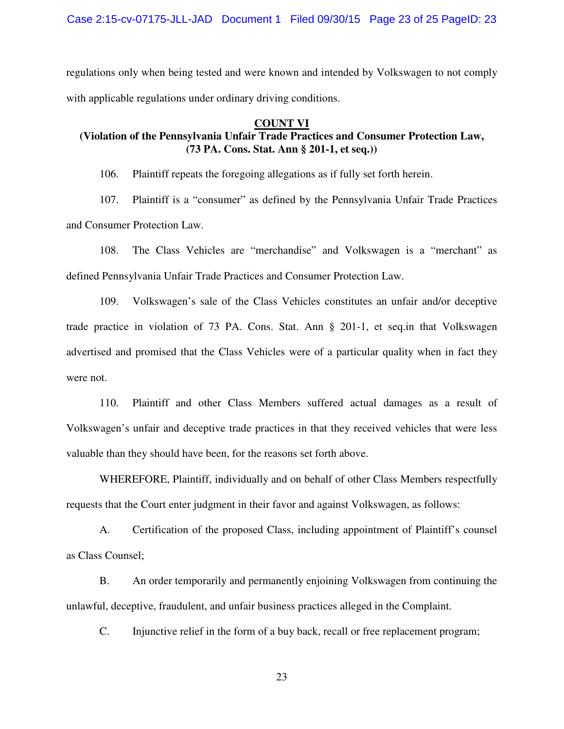regulations only when being tested and were known and intended by Volkswagen to not comply with applicable regulations under ordinary driving conditions.

**COUNT VI**

**(Violation of the Pennsylvania Unfair Trade Practices and Consumer Protection Law, (73 PA. Cons. Stat. Ann § 201-1, et seq.))**

106. Plaintiff repeats the foregoing allegations as if fully set forth herein.

107. Plaintiff is a "consumer" as defined by the Pennsylvania Unfair Trade Practices and Consumer Protection Law.

108. The Class Vehicles are "merchandise" and Volkswagen is a "merchant" as defined Pennsylvania Unfair Trade Practices and Consumer Protection Law.

109. Volkswagen's sale of the Class Vehicles constitutes an unfair and/or deceptive trade practice in violation of 73 PA. Cons. Stat. Ann § 201-1, et seq.in that Volkswagen advertised and promised that the Class Vehicles were of a particular quality when in fact they were not.

110. Plaintiff and other Class Members suffered actual damages as a result of Volkswagen's unfair and deceptive trade practices in that they received vehicles that were less valuable than they should have been, for the reasons set forth above.

WHEREFORE, Plaintiff, individually and on behalf of other Class Members respectfully requests that the Court enter judgment in their favor and against Volkswagen, as follows:

A. Certification of the proposed Class, including appointment of Plaintiff's counsel as Class Counsel;

B. An order temporarily and permanently enjoining Volkswagen from continuing the unlawful, deceptive, fraudulent, and unfair business practices alleged in the Complaint.

C. Injunctive relief in the form of a buy back, recall or free replacement program;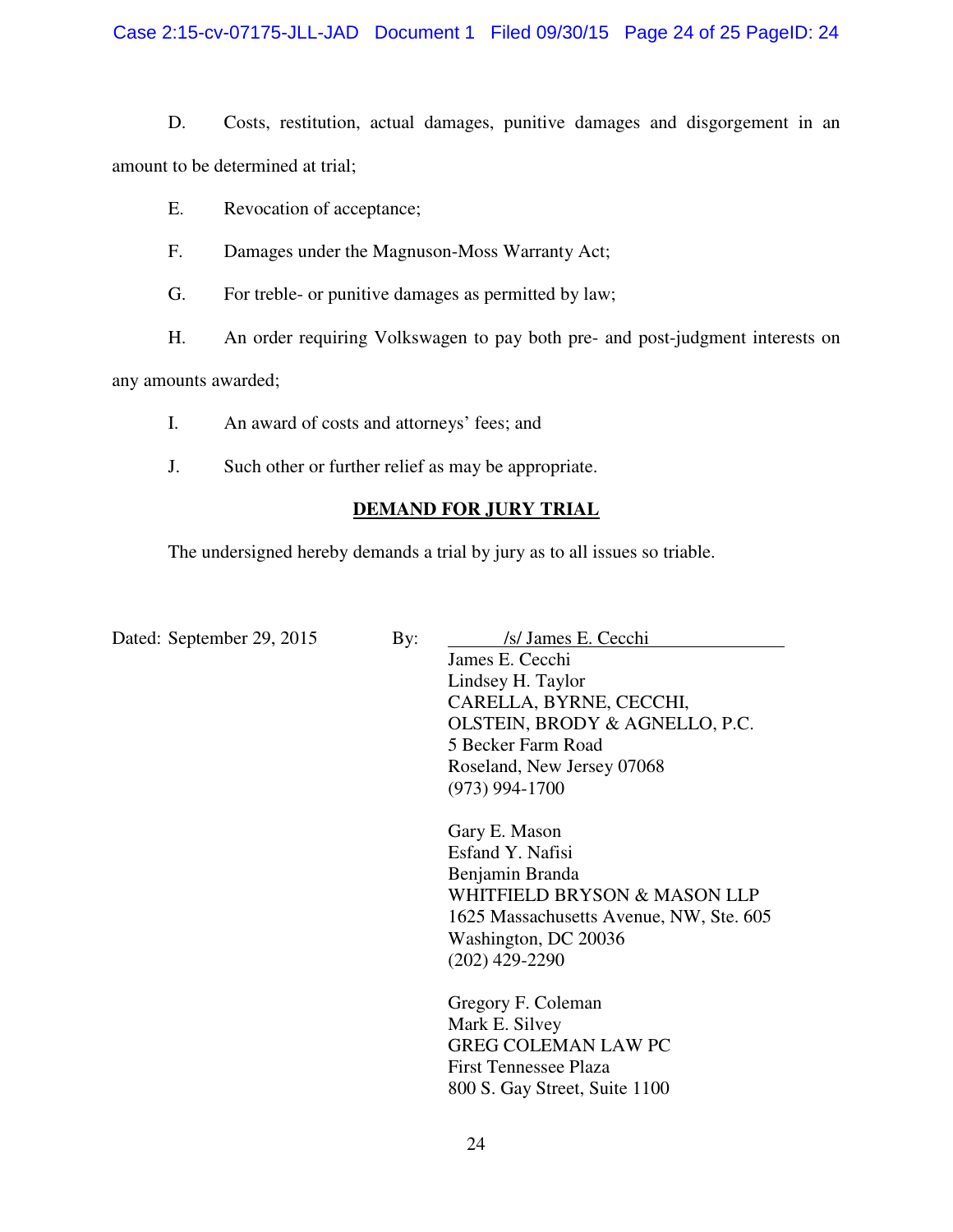D. Costs, restitution, actual damages, punitive damages and disgorgement in an amount to be determined at trial;

E. Revocation of acceptance;

F. Damages under the Magnuson-Moss Warranty Act;

G. For treble- or punitive damages as permitted by law;

H. An order requiring Volkswagen to pay both pre- and post-judgment interests on any amounts awarded;

I. An award of costs and attorneys' fees; and

J. Such other or further relief as may be appropriate.

**DEMAND FOR JURY TRIAL**

The undersigned hereby demands a trial by jury as to all issues so triable.

Dated: September 29, 2015

By: /s/ James E. Cecchi

James E. Cecchi
Lindsey H. Taylor
CARELLA, BYRNE, CECCHI,
OLSTEIN, BRODY & AGNELLO, P.C.
5 Becker Farm Road
Roseland, New Jersey 07068
(973) 994-1700

Gary E. Mason
Esfand Y. Nafisi
Benjamin Branda
WHITFIELD BRYSON & MASON LLP
1625 Massachusetts Avenue, NW, Ste. 605
Washington, DC 20036
(202) 429-2290

Gregory F. Coleman
Mark E. Silvey
GREG COLEMAN LAW PC
First Tennessee Plaza
800 S. Gay Street, Suite 1100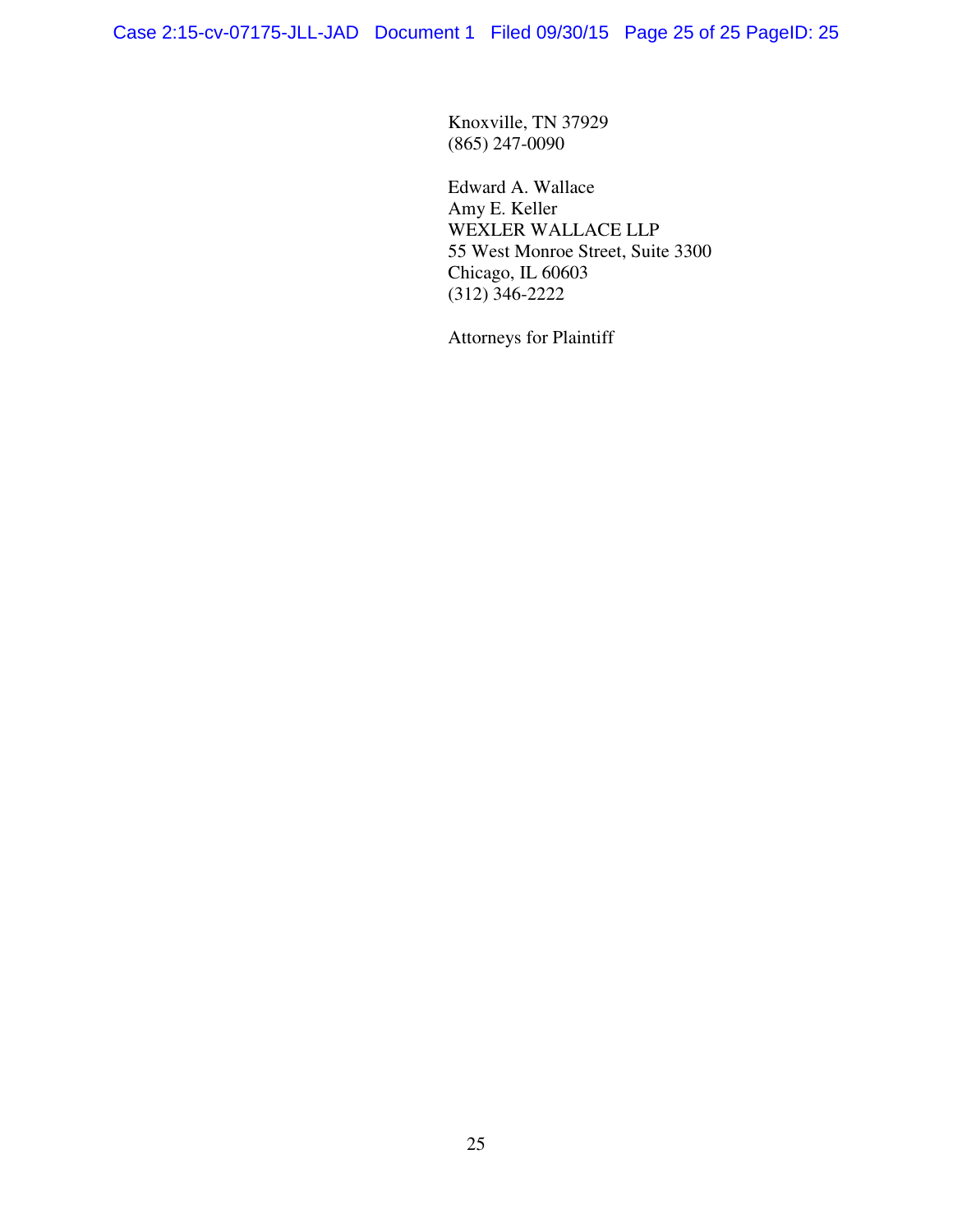Knoxville, TN 37929
(865) 247-0090

Edward A. Wallace
Amy E. Keller
WEXLER WALLACE LLP
55 West Monroe Street, Suite 3300
Chicago, IL 60603
(312) 346-2222

Attorneys for Plaintiff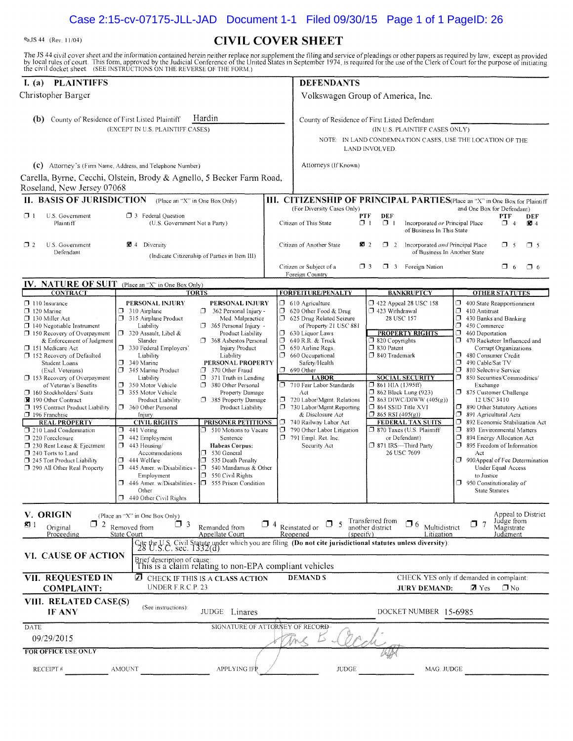Case 2:15-cv-07175-JLL-JAD Document 1-1 Filed 09/30/15 Page 1 of 1 PageID: 26

JS 44 (Rev. 11/04)

# CIVIL COVER SHEET

The JS 44 civil cover sheet and the information contained herein neither replace nor supplement the filing and service of pleadings or other papers as required by law, except as provided by local rules of court. This form, approved by the Judicial Conference of the United States in September 1974, is required for the use of the Clerk of Court for the purpose of initiating the civil docket sheet. (SEE INSTRUCTIONS ON THE REVERSE OF THE FORM.)

## I. (a) PLAINTIFFS

Christopher Barger

**(b)** County of Residence of First Listed Plaintiff: Hardin
(EXCEPT IN U.S. PLAINTIFF CASES)

**(c)** Attorney's (Firm Name, Address, and Telephone Number)

Carella, Byrne, Cecchi, Olstein, Brody & Agnello, 5 Becker Farm Road, Roseland, New Jersey 07068

## DEFENDANTS

Volkswagen Group of America, Inc.

County of Residence of First Listed Defendant
(IN U.S. PLAINTIFF CASES ONLY)

NOTE: IN LAND CONDEMNATION CASES, USE THE LOCATION OF THE LAND INVOLVED.

Attorneys (If Known)

## II. BASIS OF JURISDICTION (Place an "X" in One Box Only)

- ☐ 1 U.S. Government Plaintiff
- ☐ 3 Federal Question (U.S. Government Not a Party)
- ☐ 2 U.S. Government Defendant
- ☒ 4 Diversity (Indicate Citizenship of Parties in Item III)

## III. CITIZENSHIP OF PRINCIPAL PARTIES (Place an "X" in One Box for Plaintiff and One Box for Defendant) (For Diversity Cases Only)

| | PTF | DEF | | PTF | DEF |
|---|---|---|---|---|---|
| Citizen of This State | ☐ 1 | ☐ 1 | Incorporated or Principal Place of Business In This State | ☐ 4 | ☒ 4 |
| Citizen of Another State | ☒ 2 | ☐ 2 | Incorporated and Principal Place of Business In Another State | ☐ 5 | ☐ 5 |
| Citizen or Subject of a Foreign Country | ☐ 3 | ☐ 3 | Foreign Nation | ☐ 6 | ☐ 6 |

## IV. NATURE OF SUIT (Place an "X" in One Box Only)

**CONTRACT**
- ☐ 110 Insurance
- ☐ 120 Marine
- ☐ 130 Miller Act
- ☐ 140 Negotiable Instrument
- ☐ 150 Recovery of Overpayment & Enforcement of Judgment
- ☐ 151 Medicare Act
- ☐ 152 Recovery of Defaulted Student Loans (Excl. Veterans)
- ☐ 153 Recovery of Overpayment of Veteran's Benefits
- ☐ 160 Stockholders' Suits
- ☒ 190 Other Contract
- ☐ 195 Contract Product Liability
- ☐ 196 Franchise

**REAL PROPERTY**
- ☐ 210 Land Condemnation
- ☐ 220 Foreclosure
- ☐ 230 Rent Lease & Ejectment
- ☐ 240 Torts to Land
- ☐ 245 Tort Product Liability
- ☐ 290 All Other Real Property

**TORTS**

PERSONAL INJURY
- ☐ 310 Airplane
- ☐ 315 Airplane Product Liability
- ☐ 320 Assault, Libel & Slander
- ☐ 330 Federal Employers' Liability
- ☐ 340 Marine
- ☐ 345 Marine Product Liability
- ☐ 350 Motor Vehicle
- ☐ 355 Motor Vehicle Product Liability
- ☐ 360 Other Personal Injury

PERSONAL INJURY
- ☐ 362 Personal Injury - Med. Malpractice
- ☐ 365 Personal Injury - Product Liability
- ☐ 368 Asbestos Personal Injury Product Liability

PERSONAL PROPERTY
- ☐ 370 Other Fraud
- ☐ 371 Truth in Lending
- ☐ 380 Other Personal Property Damage
- ☐ 385 Property Damage Product Liability

**CIVIL RIGHTS**
- ☐ 441 Voting
- ☐ 442 Employment
- ☐ 443 Housing/ Accommodations
- ☐ 444 Welfare
- ☐ 445 Amer. w/Disabilities - Employment
- ☐ 446 Amer. w/Disabilities - Other
- ☐ 440 Other Civil Rights

**PRISONER PETITIONS**
- ☐ 510 Motions to Vacate Sentence
- Habeas Corpus:
- ☐ 530 General
- ☐ 535 Death Penalty
- ☐ 540 Mandamus & Other
- ☐ 550 Civil Rights
- ☐ 555 Prison Condition

**FORFEITURE/PENALTY**
- ☐ 610 Agriculture
- ☐ 620 Other Food & Drug
- ☐ 625 Drug Related Seizure of Property 21 USC 881
- ☐ 630 Liquor Laws
- ☐ 640 R.R. & Truck
- ☐ 650 Airline Regs.
- ☐ 660 Occupational Safety/Health
- ☐ 690 Other

**LABOR**
- ☐ 710 Fair Labor Standards Act
- ☐ 720 Labor/Mgmt. Relations
- ☐ 730 Labor/Mgmt. Reporting & Disclosure Act
- ☐ 740 Railway Labor Act
- ☐ 790 Other Labor Litigation
- ☐ 791 Empl. Ret. Inc. Security Act

**BANKRUPTCY**
- ☐ 422 Appeal 28 USC 158
- ☐ 423 Withdrawal 28 USC 157

**PROPERTY RIGHTS**
- ☐ 820 Copyrights
- ☐ 830 Patent
- ☐ 840 Trademark

**SOCIAL SECURITY**
- ☐ 861 HIA (1395ff)
- ☐ 862 Black Lung (923)
- ☐ 863 DIWC/DIWW (405(g))
- ☐ 864 SSID Title XVI
- ☐ 865 RSI (405(g))

**FEDERAL TAX SUITS**
- ☐ 870 Taxes (U.S. Plaintiff or Defendant)
- ☐ 871 IRS—Third Party 26 USC 7609

**OTHER STATUTES**
- ☐ 400 State Reapportionment
- ☐ 410 Antitrust
- ☐ 430 Banks and Banking
- ☐ 450 Commerce
- ☐ 460 Deportation
- ☐ 470 Racketeer Influenced and Corrupt Organizations
- ☐ 480 Consumer Credit
- ☐ 490 Cable/Sat TV
- ☐ 810 Selective Service
- ☐ 850 Securities/Commodities/ Exchange
- ☐ 875 Customer Challenge 12 USC 3410
- ☐ 890 Other Statutory Actions
- ☐ 891 Agricultural Acts
- ☐ 892 Economic Stabilization Act
- ☐ 893 Environmental Matters
- ☐ 894 Energy Allocation Act
- ☐ 895 Freedom of Information Act
- ☐ 900Appeal of Fee Determination Under Equal Access to Justice
- ☐ 950 Constitutionality of State Statutes

## V. ORIGIN (Place an "X" in One Box Only)

- ☒ 1 Original Proceeding
- ☐ 2 Removed from State Court
- ☐ 3 Remanded from Appellate Court
- ☐ 4 Reinstated or Reopened
- ☐ 5 Transferred from another district (specify)
- ☐ 6 Multidistrict Litigation
- ☐ 7 Appeal to District Judge from Magistrate Judgment

## VI. CAUSE OF ACTION

Cite the U.S. Civil Statute under which you are filing (Do not cite jurisdictional statutes unless diversity): 28 U.S.C. sec. 1332(d)

Brief description of cause: This is a claim relating to non-EPA compliant vehicles

## VII. REQUESTED IN COMPLAINT:

☑ CHECK IF THIS IS A CLASS ACTION UNDER F.R.C.P. 23

DEMAND $

CHECK YES only if demanded in complaint: JURY DEMAND: ☒ Yes ☐ No

## VIII. RELATED CASE(S) IF ANY

(See instructions): JUDGE Linares DOCKET NUMBER 15-6985

DATE: 09/29/2015

SIGNATURE OF ATTORNEY OF RECORD: [signature]

FOR OFFICE USE ONLY

RECEIPT # ______ AMOUNT ______ APPLYING IFP ______ JUDGE ______ MAG. JUDGE ______